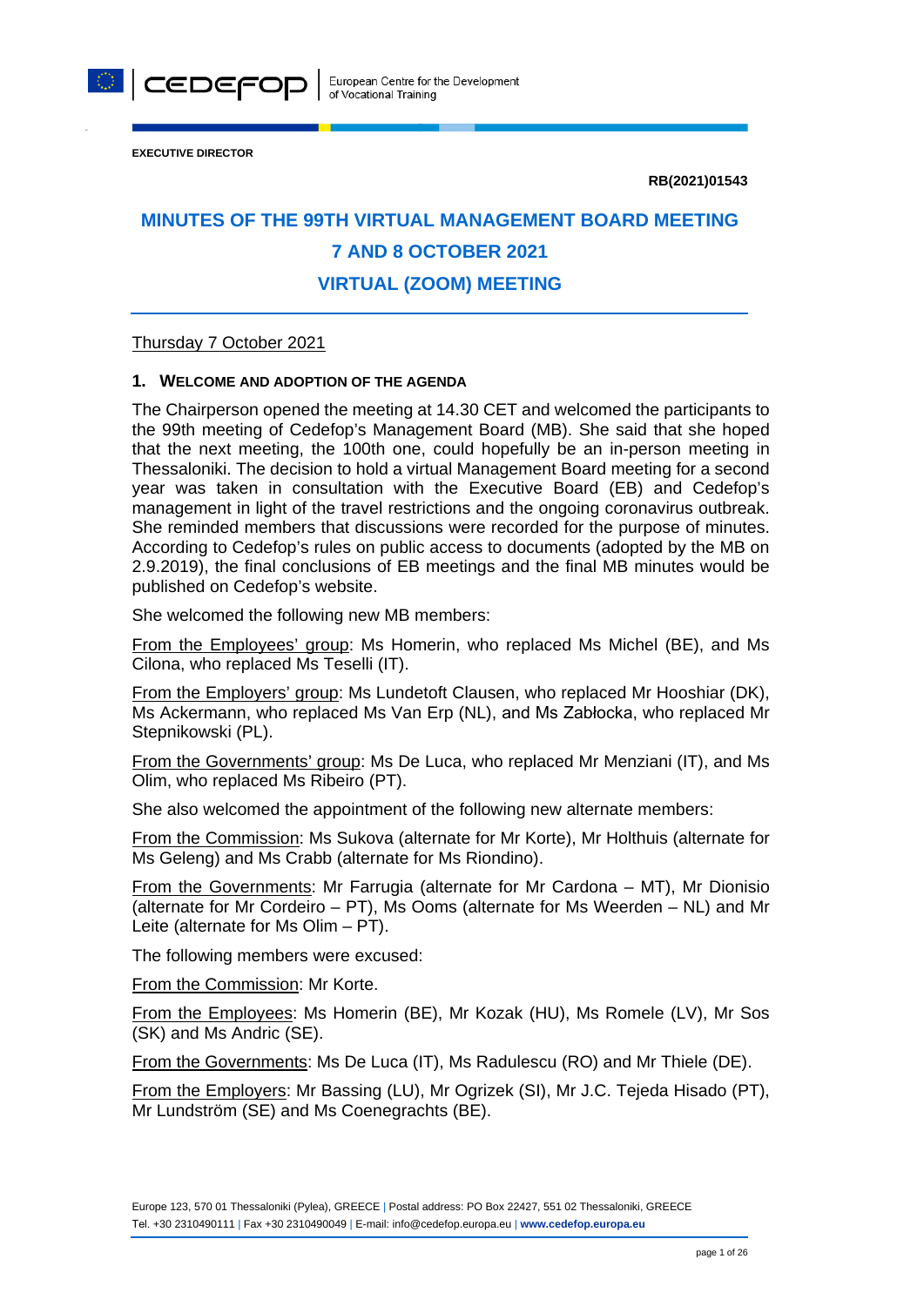EXECUTIVE DIRECTOR

**RB(2021)01543**

# MINUTES OF THE 99TH VIRTUAL MANAGEMENT BOARD MEETING 7 AND 8 OCTOBER 2021 VIRTUAL (ZOOM) MEETING

Thursday 7 October 2021

## 1. WELCOME AND ADOPTION OF THE AGENDA

The Chairperson opened the meeting at 14.30 CET and welcomed the participants to the 99th meeting of Cedefop's Management Board (MB). She said that she hoped that the next meeting, the 100th one, could hopefully be an in-person meeting in Thessaloniki. The decision to hold a virtual Management Board meeting for a second year was taken in consultation with the Executive Board (EB) and Cedefop's management in light of the travel restrictions and the ongoing coronavirus outbreak. She reminded members that discussions were recorded for the purpose of minutes. According to Cedefop's rules on public access to documents (adopted by the MB on 2.9.2019), the final conclusions of EB meetings and the final MB minutes would be published on Cedefop's website.

She welcomed the following new MB members:

From the Employees' group: Ms Homerin, who replaced Ms Michel (BE), and Ms Cilona, who replaced Ms Teselli (IT).

From the Employers' group: Ms Lundetoft Clausen, who replaced Mr Hooshiar (DK), Ms Ackermann, who replaced Ms Van Erp (NL), and Ms Zabłocka, who replaced Mr Stepnikowski (PL).

From the Governments' group: Ms De Luca, who replaced Mr Menziani (IT), and Ms Olim, who replaced Ms Ribeiro (PT).

She also welcomed the appointment of the following new alternate members:

From the Commission: Ms Sukova (alternate for Mr Korte), Mr Holthuis (alternate for Ms Geleng) and Ms Crabb (alternate for Ms Riondino).

From the Governments: Mr Farrugia (alternate for Mr Cardona – MT), Mr Dionisio (alternate for Mr Cordeiro – PT), Ms Ooms (alternate for Ms Weerden – NL) and Mr Leite (alternate for Ms Olim – PT).

The following members were excused:

From the Commission: Mr Korte.

From the Employees: Ms Homerin (BE), Mr Kozak (HU), Ms Romele (LV), Mr Sos (SK) and Ms Andric (SE).

From the Governments: Ms De Luca (IT), Ms Radulescu (RO) and Mr Thiele (DE).

From the Employers: Mr Bassing (LU), Mr Ogrizek (SI), Mr J.C. Tejeda Hisado (PT), Mr Lundström (SE) and Ms Coenegrachts (BE).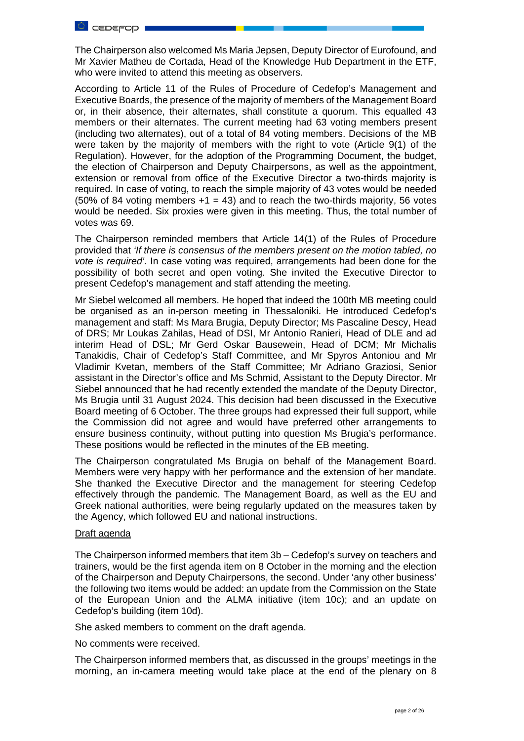The Chairperson also welcomed Ms Maria Jepsen, Deputy Director of Eurofound, and Mr Xavier Matheu de Cortada, Head of the Knowledge Hub Department in the ETF, who were invited to attend this meeting as observers.

According to Article 11 of the Rules of Procedure of Cedefop's Management and Executive Boards, the presence of the majority of members of the Management Board or, in their absence, their alternates, shall constitute a quorum. This equalled 43 members or their alternates. The current meeting had 63 voting members present (including two alternates), out of a total of 84 voting members. Decisions of the MB were taken by the majority of members with the right to vote (Article 9(1) of the Regulation). However, for the adoption of the Programming Document, the budget, the election of Chairperson and Deputy Chairpersons, as well as the appointment, extension or removal from office of the Executive Director a two-thirds majority is required. In case of voting, to reach the simple majority of 43 votes would be needed (50% of 84 voting members +1 = 43) and to reach the two-thirds majority, 56 votes would be needed. Six proxies were given in this meeting. Thus, the total number of votes was 69.

The Chairperson reminded members that Article 14(1) of the Rules of Procedure provided that *'If there is consensus of the members present on the motion tabled, no vote is required'.* In case voting was required, arrangements had been done for the possibility of both secret and open voting. She invited the Executive Director to present Cedefop's management and staff attending the meeting.

Mr Siebel welcomed all members. He hoped that indeed the 100th MB meeting could be organised as an in-person meeting in Thessaloniki. He introduced Cedefop's management and staff: Ms Mara Brugia, Deputy Director; Ms Pascaline Descy, Head of DRS; Mr Loukas Zahilas, Head of DSI, Mr Antonio Ranieri, Head of DLE and ad interim Head of DSL; Mr Gerd Oskar Bausewein, Head of DCM; Mr Michalis Tanakidis, Chair of Cedefop's Staff Committee, and Mr Spyros Antoniou and Mr Vladimir Kvetan, members of the Staff Committee; Mr Adriano Graziosi, Senior assistant in the Director's office and Ms Schmid, Assistant to the Deputy Director. Mr Siebel announced that he had recently extended the mandate of the Deputy Director, Ms Brugia until 31 August 2024. This decision had been discussed in the Executive Board meeting of 6 October. The three groups had expressed their full support, while the Commission did not agree and would have preferred other arrangements to ensure business continuity, without putting into question Ms Brugia's performance. These positions would be reflected in the minutes of the EB meeting.

The Chairperson congratulated Ms Brugia on behalf of the Management Board. Members were very happy with her performance and the extension of her mandate. She thanked the Executive Director and the management for steering Cedefop effectively through the pandemic. The Management Board, as well as the EU and Greek national authorities, were being regularly updated on the measures taken by the Agency, which followed EU and national instructions.

<u>Draft agenda</u>

The Chairperson informed members that item 3b – Cedefop's survey on teachers and trainers, would be the first agenda item on 8 October in the morning and the election of the Chairperson and Deputy Chairpersons, the second. Under 'any other business' the following two items would be added: an update from the Commission on the State of the European Union and the ALMA initiative (item 10c); and an update on Cedefop's building (item 10d).

She asked members to comment on the draft agenda.

No comments were received.

The Chairperson informed members that, as discussed in the groups' meetings in the morning, an in-camera meeting would take place at the end of the plenary on 8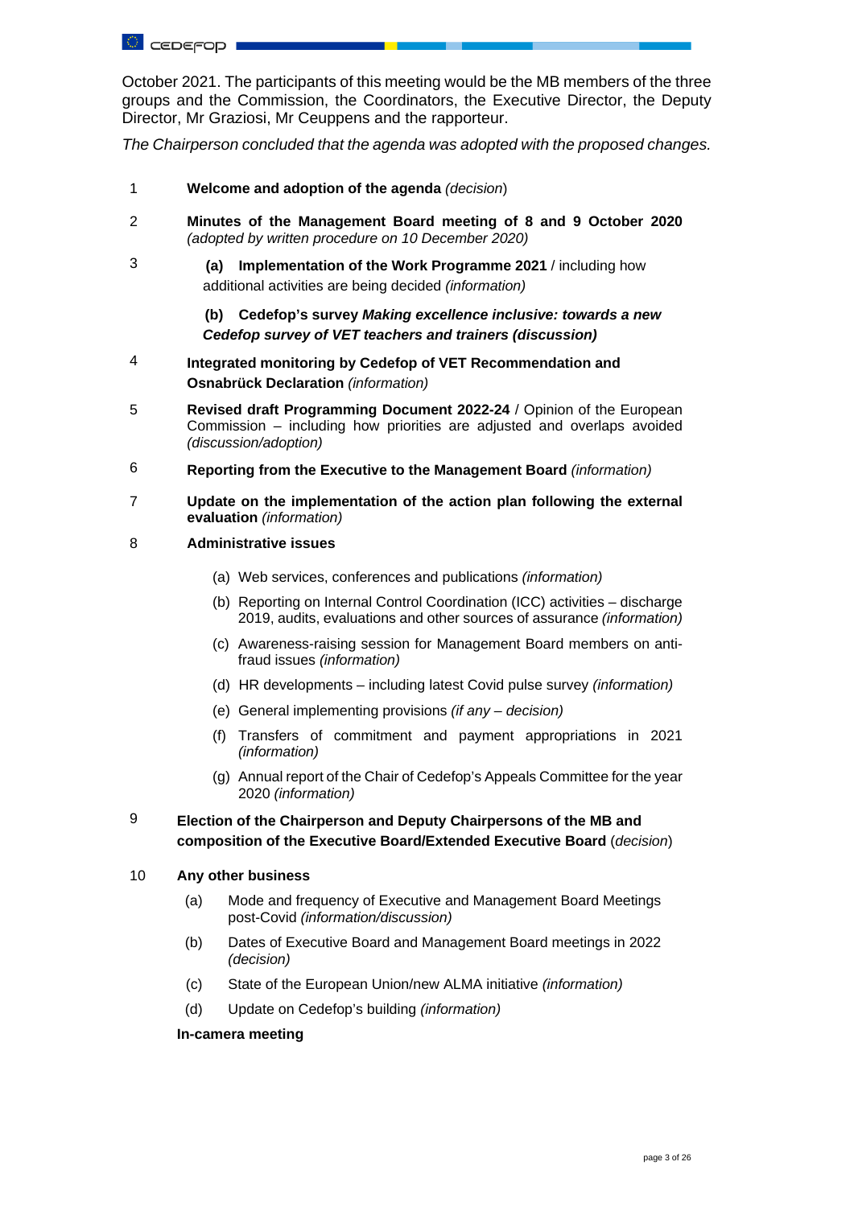October 2021. The participants of this meeting would be the MB members of the three groups and the Commission, the Coordinators, the Executive Director, the Deputy Director, Mr Graziosi, Mr Ceuppens and the rapporteur.

*The Chairperson concluded that the agenda was adopted with the proposed changes.*

1 **Welcome and adoption of the agenda** *(decision)*

2 **Minutes of the Management Board meeting of 8 and 9 October 2020** *(adopted by written procedure on 10 December 2020)*

3 **(a) Implementation of the Work Programme 2021** / including how additional activities are being decided *(information)*

**(b) Cedefop's survey *Making excellence inclusive: towards a new Cedefop survey of VET teachers and trainers (discussion)***

4 **Integrated monitoring by Cedefop of VET Recommendation and Osnabrück Declaration** *(information)*

5 **Revised draft Programming Document 2022-24** / Opinion of the European Commission – including how priorities are adjusted and overlaps avoided *(discussion/adoption)*

6 **Reporting from the Executive to the Management Board** *(information)*

7 **Update on the implementation of the action plan following the external evaluation** *(information)*

8 **Administrative issues**

(a) Web services, conferences and publications *(information)*

(b) Reporting on Internal Control Coordination (ICC) activities – discharge 2019, audits, evaluations and other sources of assurance *(information)*

(c) Awareness-raising session for Management Board members on anti-fraud issues *(information)*

(d) HR developments – including latest Covid pulse survey *(information)*

(e) General implementing provisions *(if any – decision)*

(f) Transfers of commitment and payment appropriations in 2021 *(information)*

(g) Annual report of the Chair of Cedefop's Appeals Committee for the year 2020 *(information)*

9 **Election of the Chairperson and Deputy Chairpersons of the MB and composition of the Executive Board/Extended Executive Board** (*decision*)

10 **Any other business**

(a) Mode and frequency of Executive and Management Board Meetings post-Covid *(information/discussion)*

(b) Dates of Executive Board and Management Board meetings in 2022 *(decision)*

(c) State of the European Union/new ALMA initiative *(information)*

(d) Update on Cedefop's building *(information)*

**In-camera meeting**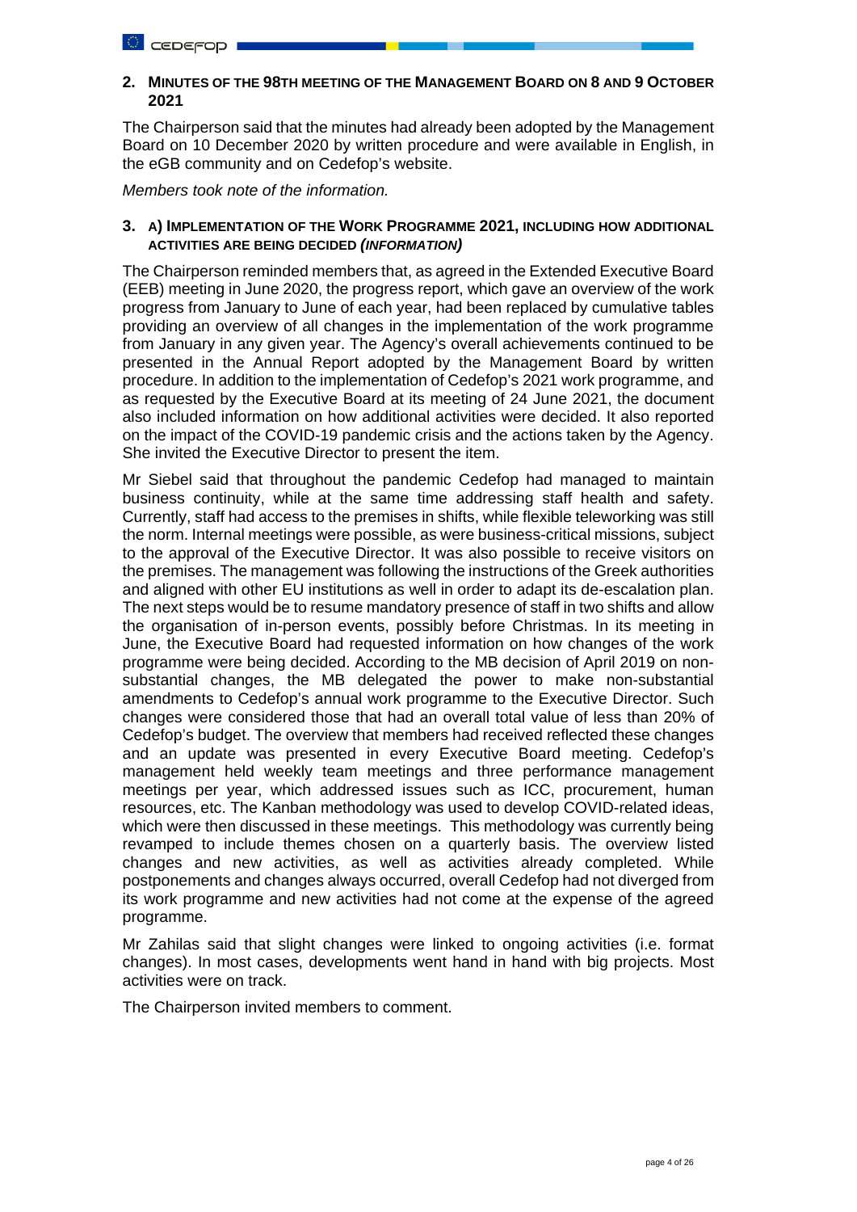## 2. Minutes of the 98th meeting of the Management Board on 8 and 9 October 2021

The Chairperson said that the minutes had already been adopted by the Management Board on 10 December 2020 by written procedure and were available in English, in the eGB community and on Cedefop's website.

*Members took note of the information.*

## 3. a) Implementation of the Work Programme 2021, including how additional activities are being decided *(information)*

The Chairperson reminded members that, as agreed in the Extended Executive Board (EEB) meeting in June 2020, the progress report, which gave an overview of the work progress from January to June of each year, had been replaced by cumulative tables providing an overview of all changes in the implementation of the work programme from January in any given year. The Agency's overall achievements continued to be presented in the Annual Report adopted by the Management Board by written procedure. In addition to the implementation of Cedefop's 2021 work programme, and as requested by the Executive Board at its meeting of 24 June 2021, the document also included information on how additional activities were decided. It also reported on the impact of the COVID-19 pandemic crisis and the actions taken by the Agency. She invited the Executive Director to present the item.

Mr Siebel said that throughout the pandemic Cedefop had managed to maintain business continuity, while at the same time addressing staff health and safety. Currently, staff had access to the premises in shifts, while flexible teleworking was still the norm. Internal meetings were possible, as were business-critical missions, subject to the approval of the Executive Director. It was also possible to receive visitors on the premises. The management was following the instructions of the Greek authorities and aligned with other EU institutions as well in order to adapt its de-escalation plan. The next steps would be to resume mandatory presence of staff in two shifts and allow the organisation of in-person events, possibly before Christmas. In its meeting in June, the Executive Board had requested information on how changes of the work programme were being decided. According to the MB decision of April 2019 on non-substantial changes, the MB delegated the power to make non-substantial amendments to Cedefop's annual work programme to the Executive Director. Such changes were considered those that had an overall total value of less than 20% of Cedefop's budget. The overview that members had received reflected these changes and an update was presented in every Executive Board meeting. Cedefop's management held weekly team meetings and three performance management meetings per year, which addressed issues such as ICC, procurement, human resources, etc. The Kanban methodology was used to develop COVID-related ideas, which were then discussed in these meetings. This methodology was currently being revamped to include themes chosen on a quarterly basis. The overview listed changes and new activities, as well as activities already completed. While postponements and changes always occurred, overall Cedefop had not diverged from its work programme and new activities had not come at the expense of the agreed programme.

Mr Zahilas said that slight changes were linked to ongoing activities (i.e. format changes). In most cases, developments went hand in hand with big projects. Most activities were on track.

The Chairperson invited members to comment.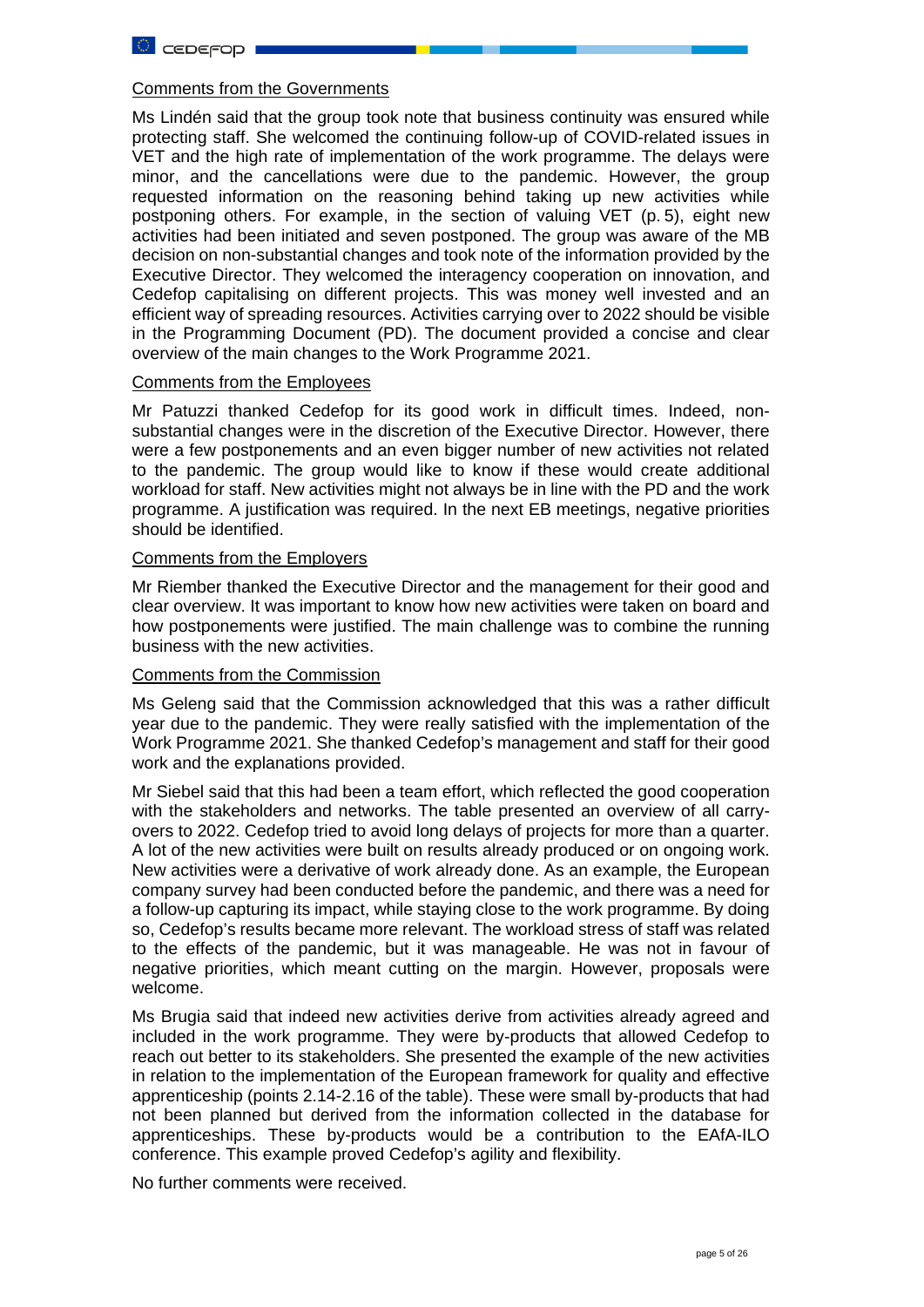Comments from the Governments

Ms Lindén said that the group took note that business continuity was ensured while protecting staff. She welcomed the continuing follow-up of COVID-related issues in VET and the high rate of implementation of the work programme. The delays were minor, and the cancellations were due to the pandemic. However, the group requested information on the reasoning behind taking up new activities while postponing others. For example, in the section of valuing VET (p. 5), eight new activities had been initiated and seven postponed. The group was aware of the MB decision on non-substantial changes and took note of the information provided by the Executive Director. They welcomed the interagency cooperation on innovation, and Cedefop capitalising on different projects. This was money well invested and an efficient way of spreading resources. Activities carrying over to 2022 should be visible in the Programming Document (PD). The document provided a concise and clear overview of the main changes to the Work Programme 2021.

Comments from the Employees

Mr Patuzzi thanked Cedefop for its good work in difficult times. Indeed, non-substantial changes were in the discretion of the Executive Director. However, there were a few postponements and an even bigger number of new activities not related to the pandemic. The group would like to know if these would create additional workload for staff. New activities might not always be in line with the PD and the work programme. A justification was required. In the next EB meetings, negative priorities should be identified.

Comments from the Employers

Mr Riember thanked the Executive Director and the management for their good and clear overview. It was important to know how new activities were taken on board and how postponements were justified. The main challenge was to combine the running business with the new activities.

Comments from the Commission

Ms Geleng said that the Commission acknowledged that this was a rather difficult year due to the pandemic. They were really satisfied with the implementation of the Work Programme 2021. She thanked Cedefop's management and staff for their good work and the explanations provided.

Mr Siebel said that this had been a team effort, which reflected the good cooperation with the stakeholders and networks. The table presented an overview of all carry-overs to 2022. Cedefop tried to avoid long delays of projects for more than a quarter. A lot of the new activities were built on results already produced or on ongoing work. New activities were a derivative of work already done. As an example, the European company survey had been conducted before the pandemic, and there was a need for a follow-up capturing its impact, while staying close to the work programme. By doing so, Cedefop's results became more relevant. The workload stress of staff was related to the effects of the pandemic, but it was manageable. He was not in favour of negative priorities, which meant cutting on the margin. However, proposals were welcome.

Ms Brugia said that indeed new activities derive from activities already agreed and included in the work programme. They were by-products that allowed Cedefop to reach out better to its stakeholders. She presented the example of the new activities in relation to the implementation of the European framework for quality and effective apprenticeship (points 2.14-2.16 of the table). These were small by-products that had not been planned but derived from the information collected in the database for apprenticeships. These by-products would be a contribution to the EAfA-ILO conference. This example proved Cedefop's agility and flexibility.

No further comments were received.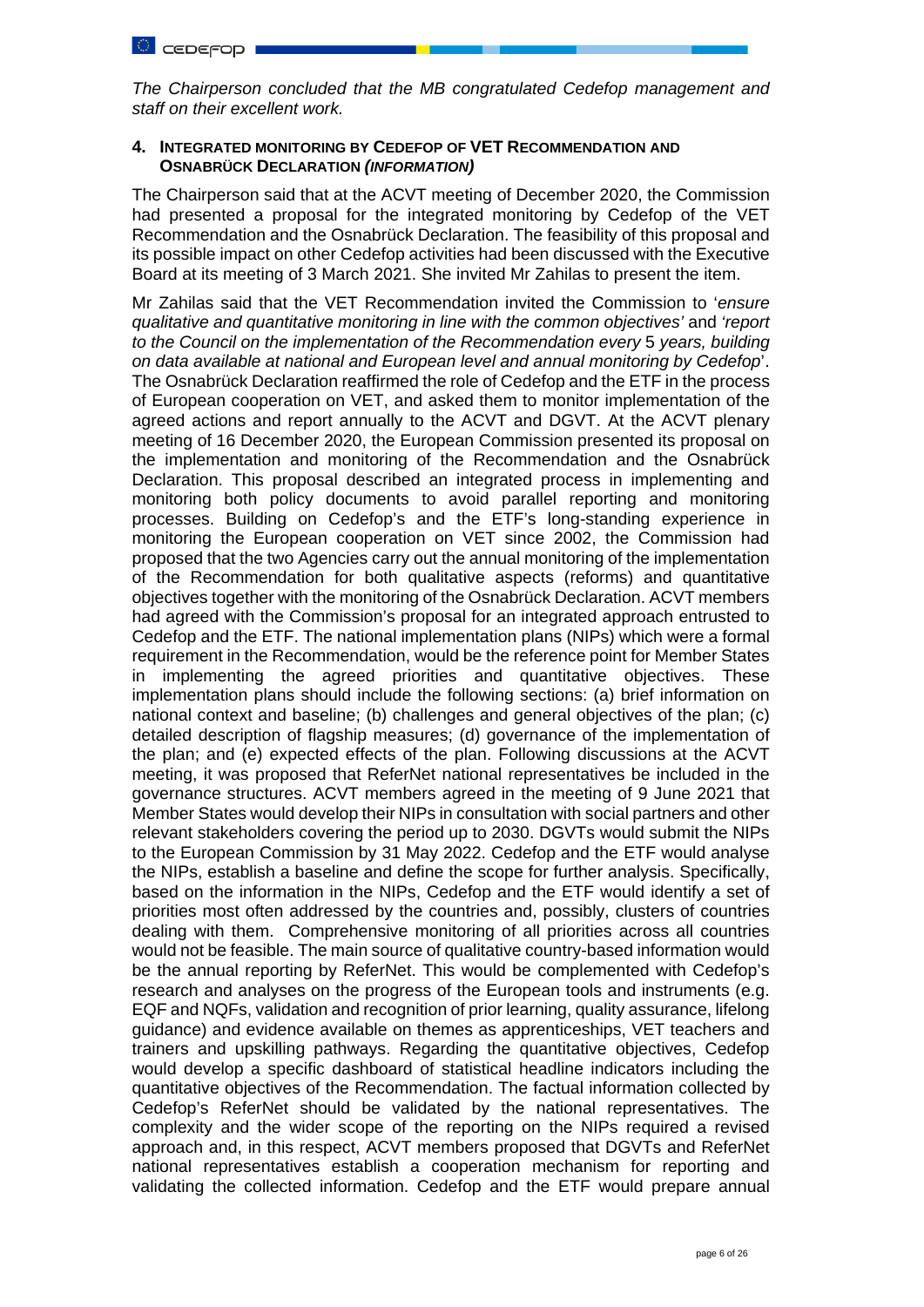*The Chairperson concluded that the MB congratulated Cedefop management and staff on their excellent work.*

## 4. INTEGRATED MONITORING BY CEDEFOP OF VET RECOMMENDATION AND OSNABRÜCK DECLARATION *(INFORMATION)*

The Chairperson said that at the ACVT meeting of December 2020, the Commission had presented a proposal for the integrated monitoring by Cedefop of the VET Recommendation and the Osnabrück Declaration. The feasibility of this proposal and its possible impact on other Cedefop activities had been discussed with the Executive Board at its meeting of 3 March 2021. She invited Mr Zahilas to present the item.

Mr Zahilas said that the VET Recommendation invited the Commission to '*ensure qualitative and quantitative monitoring in line with the common objectives'* and *'report to the Council on the implementation of the Recommendation every* 5 *years, building on data available at national and European level and annual monitoring by Cedefop*'. The Osnabrück Declaration reaffirmed the role of Cedefop and the ETF in the process of European cooperation on VET, and asked them to monitor implementation of the agreed actions and report annually to the ACVT and DGVT. At the ACVT plenary meeting of 16 December 2020, the European Commission presented its proposal on the implementation and monitoring of the Recommendation and the Osnabrück Declaration. This proposal described an integrated process in implementing and monitoring both policy documents to avoid parallel reporting and monitoring processes. Building on Cedefop's and the ETF's long-standing experience in monitoring the European cooperation on VET since 2002, the Commission had proposed that the two Agencies carry out the annual monitoring of the implementation of the Recommendation for both qualitative aspects (reforms) and quantitative objectives together with the monitoring of the Osnabrück Declaration. ACVT members had agreed with the Commission's proposal for an integrated approach entrusted to Cedefop and the ETF. The national implementation plans (NIPs) which were a formal requirement in the Recommendation, would be the reference point for Member States in implementing the agreed priorities and quantitative objectives. These implementation plans should include the following sections: (a) brief information on national context and baseline; (b) challenges and general objectives of the plan; (c) detailed description of flagship measures; (d) governance of the implementation of the plan; and (e) expected effects of the plan. Following discussions at the ACVT meeting, it was proposed that ReferNet national representatives be included in the governance structures. ACVT members agreed in the meeting of 9 June 2021 that Member States would develop their NIPs in consultation with social partners and other relevant stakeholders covering the period up to 2030. DGVTs would submit the NIPs to the European Commission by 31 May 2022. Cedefop and the ETF would analyse the NIPs, establish a baseline and define the scope for further analysis. Specifically, based on the information in the NIPs, Cedefop and the ETF would identify a set of priorities most often addressed by the countries and, possibly, clusters of countries dealing with them. Comprehensive monitoring of all priorities across all countries would not be feasible. The main source of qualitative country-based information would be the annual reporting by ReferNet. This would be complemented with Cedefop's research and analyses on the progress of the European tools and instruments (e.g. EQF and NQFs, validation and recognition of prior learning, quality assurance, lifelong guidance) and evidence available on themes as apprenticeships, VET teachers and trainers and upskilling pathways. Regarding the quantitative objectives, Cedefop would develop a specific dashboard of statistical headline indicators including the quantitative objectives of the Recommendation. The factual information collected by Cedefop's ReferNet should be validated by the national representatives. The complexity and the wider scope of the reporting on the NIPs required a revised approach and, in this respect, ACVT members proposed that DGVTs and ReferNet national representatives establish a cooperation mechanism for reporting and validating the collected information. Cedefop and the ETF would prepare annual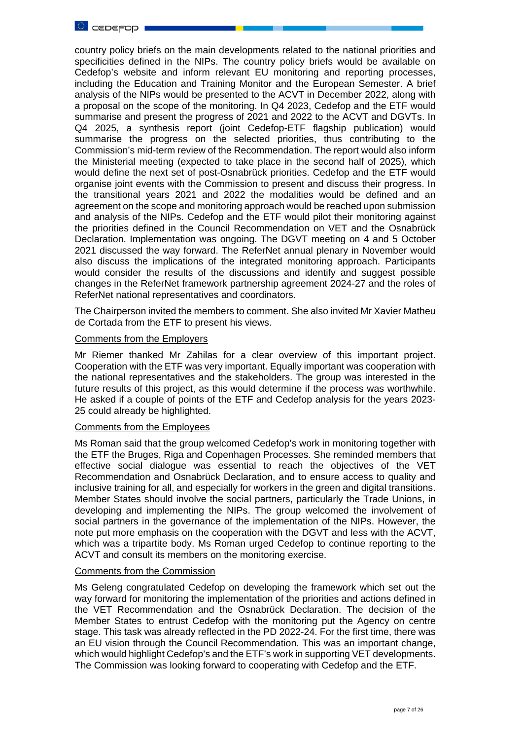country policy briefs on the main developments related to the national priorities and specificities defined in the NIPs. The country policy briefs would be available on Cedefop's website and inform relevant EU monitoring and reporting processes, including the Education and Training Monitor and the European Semester. A brief analysis of the NIPs would be presented to the ACVT in December 2022, along with a proposal on the scope of the monitoring. In Q4 2023, Cedefop and the ETF would summarise and present the progress of 2021 and 2022 to the ACVT and DGVTs. In Q4 2025, a synthesis report (joint Cedefop-ETF flagship publication) would summarise the progress on the selected priorities, thus contributing to the Commission's mid-term review of the Recommendation. The report would also inform the Ministerial meeting (expected to take place in the second half of 2025), which would define the next set of post-Osnabrück priorities. Cedefop and the ETF would organise joint events with the Commission to present and discuss their progress. In the transitional years 2021 and 2022 the modalities would be defined and an agreement on the scope and monitoring approach would be reached upon submission and analysis of the NIPs. Cedefop and the ETF would pilot their monitoring against the priorities defined in the Council Recommendation on VET and the Osnabrück Declaration. Implementation was ongoing. The DGVT meeting on 4 and 5 October 2021 discussed the way forward. The ReferNet annual plenary in November would also discuss the implications of the integrated monitoring approach. Participants would consider the results of the discussions and identify and suggest possible changes in the ReferNet framework partnership agreement 2024-27 and the roles of ReferNet national representatives and coordinators.

The Chairperson invited the members to comment. She also invited Mr Xavier Matheu de Cortada from the ETF to present his views.

<u>Comments from the Employers</u>

Mr Riemer thanked Mr Zahilas for a clear overview of this important project. Cooperation with the ETF was very important. Equally important was cooperation with the national representatives and the stakeholders. The group was interested in the future results of this project, as this would determine if the process was worthwhile. He asked if a couple of points of the ETF and Cedefop analysis for the years 2023-25 could already be highlighted.

<u>Comments from the Employees</u>

Ms Roman said that the group welcomed Cedefop's work in monitoring together with the ETF the Bruges, Riga and Copenhagen Processes. She reminded members that effective social dialogue was essential to reach the objectives of the VET Recommendation and Osnabrück Declaration, and to ensure access to quality and inclusive training for all, and especially for workers in the green and digital transitions. Member States should involve the social partners, particularly the Trade Unions, in developing and implementing the NIPs. The group welcomed the involvement of social partners in the governance of the implementation of the NIPs. However, the note put more emphasis on the cooperation with the DGVT and less with the ACVT, which was a tripartite body. Ms Roman urged Cedefop to continue reporting to the ACVT and consult its members on the monitoring exercise.

<u>Comments from the Commission</u>

Ms Geleng congratulated Cedefop on developing the framework which set out the way forward for monitoring the implementation of the priorities and actions defined in the VET Recommendation and the Osnabrück Declaration. The decision of the Member States to entrust Cedefop with the monitoring put the Agency on centre stage. This task was already reflected in the PD 2022-24. For the first time, there was an EU vision through the Council Recommendation. This was an important change, which would highlight Cedefop's and the ETF's work in supporting VET developments. The Commission was looking forward to cooperating with Cedefop and the ETF.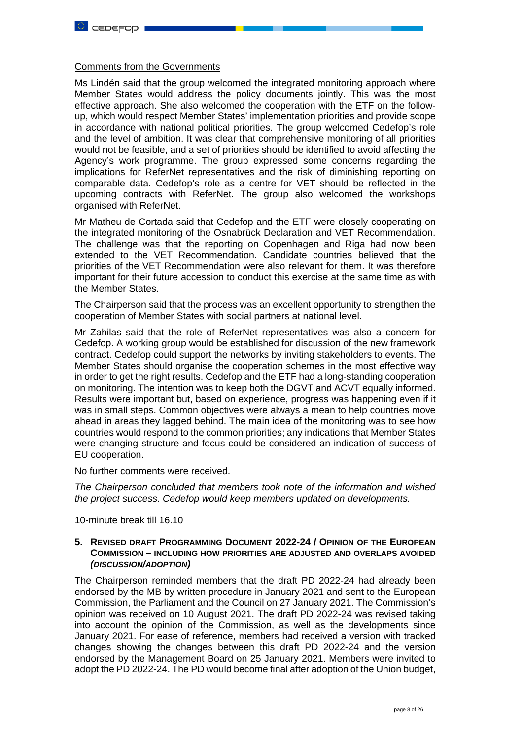Comments from the Governments

Ms Lindén said that the group welcomed the integrated monitoring approach where Member States would address the policy documents jointly. This was the most effective approach. She also welcomed the cooperation with the ETF on the follow-up, which would respect Member States' implementation priorities and provide scope in accordance with national political priorities. The group welcomed Cedefop's role and the level of ambition. It was clear that comprehensive monitoring of all priorities would not be feasible, and a set of priorities should be identified to avoid affecting the Agency's work programme. The group expressed some concerns regarding the implications for ReferNet representatives and the risk of diminishing reporting on comparable data. Cedefop's role as a centre for VET should be reflected in the upcoming contracts with ReferNet. The group also welcomed the workshops organised with ReferNet.

Mr Matheu de Cortada said that Cedefop and the ETF were closely cooperating on the integrated monitoring of the Osnabrück Declaration and VET Recommendation. The challenge was that the reporting on Copenhagen and Riga had now been extended to the VET Recommendation. Candidate countries believed that the priorities of the VET Recommendation were also relevant for them. It was therefore important for their future accession to conduct this exercise at the same time as with the Member States.

The Chairperson said that the process was an excellent opportunity to strengthen the cooperation of Member States with social partners at national level.

Mr Zahilas said that the role of ReferNet representatives was also a concern for Cedefop. A working group would be established for discussion of the new framework contract. Cedefop could support the networks by inviting stakeholders to events. The Member States should organise the cooperation schemes in the most effective way in order to get the right results. Cedefop and the ETF had a long-standing cooperation on monitoring. The intention was to keep both the DGVT and ACVT equally informed. Results were important but, based on experience, progress was happening even if it was in small steps. Common objectives were always a mean to help countries move ahead in areas they lagged behind. The main idea of the monitoring was to see how countries would respond to the common priorities; any indications that Member States were changing structure and focus could be considered an indication of success of EU cooperation.

No further comments were received.

*The Chairperson concluded that members took note of the information and wished the project success. Cedefop would keep members updated on developments.*

10-minute break till 16.10

## 5. Revised draft Programming Document 2022-24 / Opinion of the European Commission – including how priorities are adjusted and overlaps avoided *(discussion/adoption)*

The Chairperson reminded members that the draft PD 2022-24 had already been endorsed by the MB by written procedure in January 2021 and sent to the European Commission, the Parliament and the Council on 27 January 2021. The Commission's opinion was received on 10 August 2021. The draft PD 2022-24 was revised taking into account the opinion of the Commission, as well as the developments since January 2021. For ease of reference, members had received a version with tracked changes showing the changes between this draft PD 2022-24 and the version endorsed by the Management Board on 25 January 2021. Members were invited to adopt the PD 2022-24. The PD would become final after adoption of the Union budget,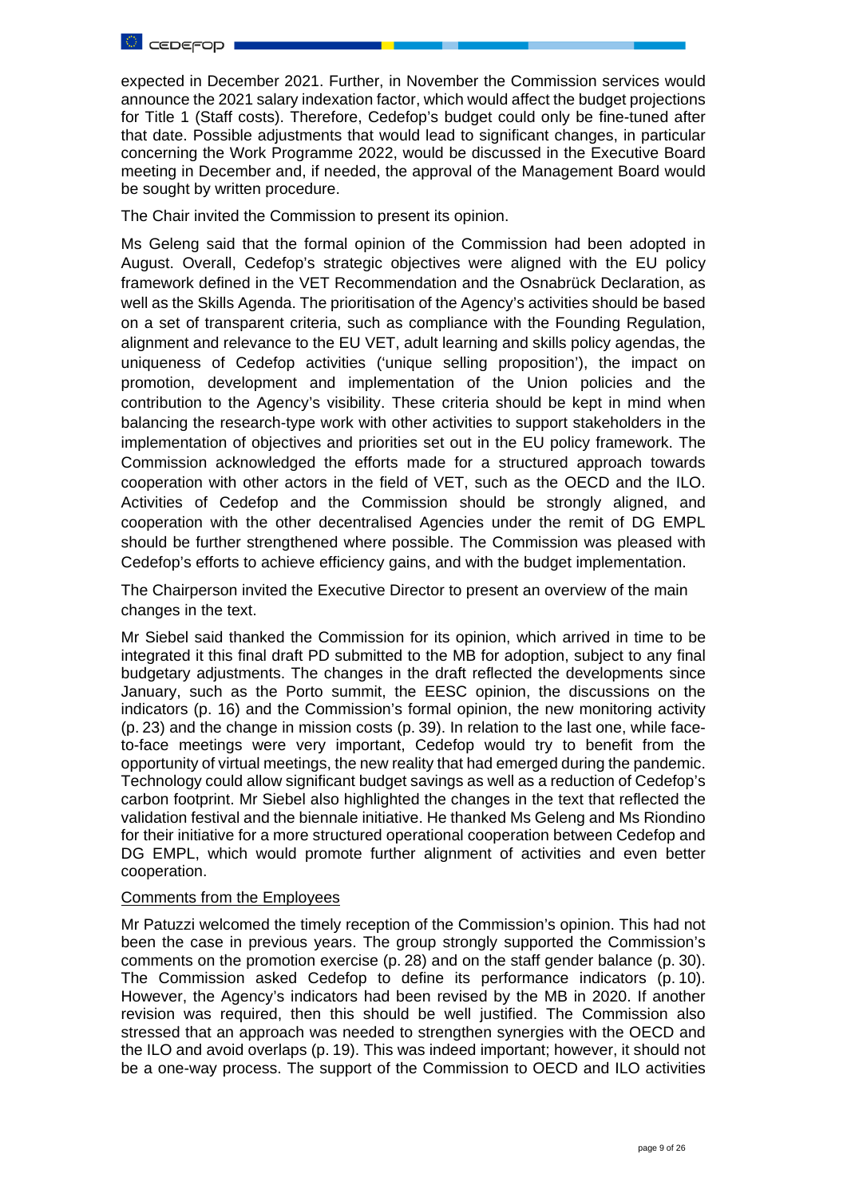expected in December 2021. Further, in November the Commission services would announce the 2021 salary indexation factor, which would affect the budget projections for Title 1 (Staff costs). Therefore, Cedefop's budget could only be fine-tuned after that date. Possible adjustments that would lead to significant changes, in particular concerning the Work Programme 2022, would be discussed in the Executive Board meeting in December and, if needed, the approval of the Management Board would be sought by written procedure.

The Chair invited the Commission to present its opinion.

Ms Geleng said that the formal opinion of the Commission had been adopted in August. Overall, Cedefop's strategic objectives were aligned with the EU policy framework defined in the VET Recommendation and the Osnabrück Declaration, as well as the Skills Agenda. The prioritisation of the Agency's activities should be based on a set of transparent criteria, such as compliance with the Founding Regulation, alignment and relevance to the EU VET, adult learning and skills policy agendas, the uniqueness of Cedefop activities ('unique selling proposition'), the impact on promotion, development and implementation of the Union policies and the contribution to the Agency's visibility. These criteria should be kept in mind when balancing the research-type work with other activities to support stakeholders in the implementation of objectives and priorities set out in the EU policy framework. The Commission acknowledged the efforts made for a structured approach towards cooperation with other actors in the field of VET, such as the OECD and the ILO. Activities of Cedefop and the Commission should be strongly aligned, and cooperation with the other decentralised Agencies under the remit of DG EMPL should be further strengthened where possible. The Commission was pleased with Cedefop's efforts to achieve efficiency gains, and with the budget implementation.

The Chairperson invited the Executive Director to present an overview of the main changes in the text.

Mr Siebel said thanked the Commission for its opinion, which arrived in time to be integrated it this final draft PD submitted to the MB for adoption, subject to any final budgetary adjustments. The changes in the draft reflected the developments since January, such as the Porto summit, the EESC opinion, the discussions on the indicators (p. 16) and the Commission's formal opinion, the new monitoring activity (p. 23) and the change in mission costs (p. 39). In relation to the last one, while face-to-face meetings were very important, Cedefop would try to benefit from the opportunity of virtual meetings, the new reality that had emerged during the pandemic. Technology could allow significant budget savings as well as a reduction of Cedefop's carbon footprint. Mr Siebel also highlighted the changes in the text that reflected the validation festival and the biennale initiative. He thanked Ms Geleng and Ms Riondino for their initiative for a more structured operational cooperation between Cedefop and DG EMPL, which would promote further alignment of activities and even better cooperation.

Comments from the Employees

Mr Patuzzi welcomed the timely reception of the Commission's opinion. This had not been the case in previous years. The group strongly supported the Commission's comments on the promotion exercise (p. 28) and on the staff gender balance (p. 30). The Commission asked Cedefop to define its performance indicators (p. 10). However, the Agency's indicators had been revised by the MB in 2020. If another revision was required, then this should be well justified. The Commission also stressed that an approach was needed to strengthen synergies with the OECD and the ILO and avoid overlaps (p. 19). This was indeed important; however, it should not be a one-way process. The support of the Commission to OECD and ILO activities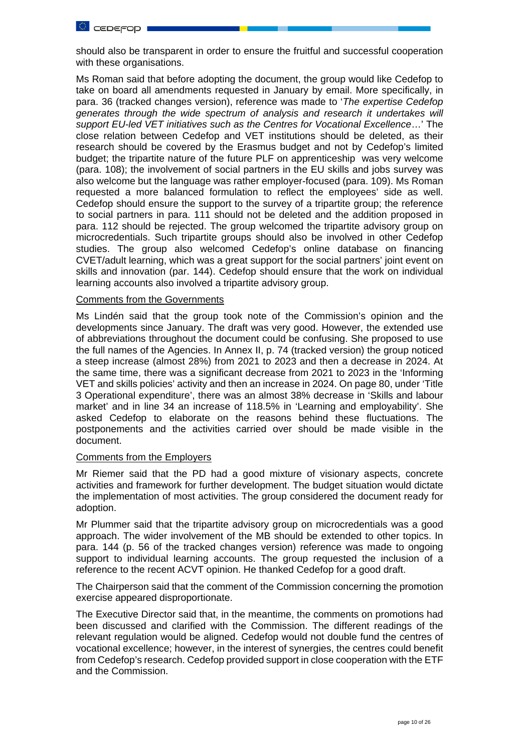should also be transparent in order to ensure the fruitful and successful cooperation with these organisations.

Ms Roman said that before adopting the document, the group would like Cedefop to take on board all amendments requested in January by email. More specifically, in para. 36 (tracked changes version), reference was made to '*The expertise Cedefop generates through the wide spectrum of analysis and research it undertakes will support EU-led VET initiatives such as the Centres for Vocational Excellence*…' The close relation between Cedefop and VET institutions should be deleted, as their research should be covered by the Erasmus budget and not by Cedefop's limited budget; the tripartite nature of the future PLF on apprenticeship was very welcome (para. 108); the involvement of social partners in the EU skills and jobs survey was also welcome but the language was rather employer-focused (para. 109). Ms Roman requested a more balanced formulation to reflect the employees' side as well. Cedefop should ensure the support to the survey of a tripartite group; the reference to social partners in para. 111 should not be deleted and the addition proposed in para. 112 should be rejected. The group welcomed the tripartite advisory group on microcredentials. Such tripartite groups should also be involved in other Cedefop studies. The group also welcomed Cedefop's online database on financing CVET/adult learning, which was a great support for the social partners' joint event on skills and innovation (par. 144). Cedefop should ensure that the work on individual learning accounts also involved a tripartite advisory group.

<u>Comments from the Governments</u>

Ms Lindén said that the group took note of the Commission's opinion and the developments since January. The draft was very good. However, the extended use of abbreviations throughout the document could be confusing. She proposed to use the full names of the Agencies. In Annex II, p. 74 (tracked version) the group noticed a steep increase (almost 28%) from 2021 to 2023 and then a decrease in 2024. At the same time, there was a significant decrease from 2021 to 2023 in the 'Informing VET and skills policies' activity and then an increase in 2024. On page 80, under 'Title 3 Operational expenditure', there was an almost 38% decrease in 'Skills and labour market' and in line 34 an increase of 118.5% in 'Learning and employability'. She asked Cedefop to elaborate on the reasons behind these fluctuations. The postponements and the activities carried over should be made visible in the document.

<u>Comments from the Employers</u>

Mr Riemer said that the PD had a good mixture of visionary aspects, concrete activities and framework for further development. The budget situation would dictate the implementation of most activities. The group considered the document ready for adoption.

Mr Plummer said that the tripartite advisory group on microcredentials was a good approach. The wider involvement of the MB should be extended to other topics. In para. 144 (p. 56 of the tracked changes version) reference was made to ongoing support to individual learning accounts. The group requested the inclusion of a reference to the recent ACVT opinion. He thanked Cedefop for a good draft.

The Chairperson said that the comment of the Commission concerning the promotion exercise appeared disproportionate.

The Executive Director said that, in the meantime, the comments on promotions had been discussed and clarified with the Commission. The different readings of the relevant regulation would be aligned. Cedefop would not double fund the centres of vocational excellence; however, in the interest of synergies, the centres could benefit from Cedefop's research. Cedefop provided support in close cooperation with the ETF and the Commission.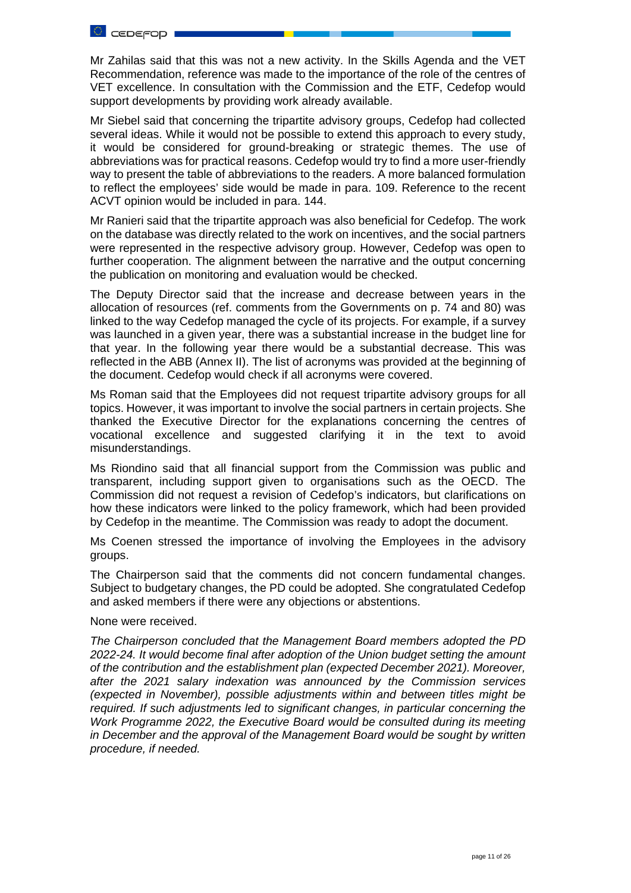Mr Zahilas said that this was not a new activity. In the Skills Agenda and the VET Recommendation, reference was made to the importance of the role of the centres of VET excellence. In consultation with the Commission and the ETF, Cedefop would support developments by providing work already available.

Mr Siebel said that concerning the tripartite advisory groups, Cedefop had collected several ideas. While it would not be possible to extend this approach to every study, it would be considered for ground-breaking or strategic themes. The use of abbreviations was for practical reasons. Cedefop would try to find a more user-friendly way to present the table of abbreviations to the readers. A more balanced formulation to reflect the employees' side would be made in para. 109. Reference to the recent ACVT opinion would be included in para. 144.

Mr Ranieri said that the tripartite approach was also beneficial for Cedefop. The work on the database was directly related to the work on incentives, and the social partners were represented in the respective advisory group. However, Cedefop was open to further cooperation. The alignment between the narrative and the output concerning the publication on monitoring and evaluation would be checked.

The Deputy Director said that the increase and decrease between years in the allocation of resources (ref. comments from the Governments on p. 74 and 80) was linked to the way Cedefop managed the cycle of its projects. For example, if a survey was launched in a given year, there was a substantial increase in the budget line for that year. In the following year there would be a substantial decrease. This was reflected in the ABB (Annex II). The list of acronyms was provided at the beginning of the document. Cedefop would check if all acronyms were covered.

Ms Roman said that the Employees did not request tripartite advisory groups for all topics. However, it was important to involve the social partners in certain projects. She thanked the Executive Director for the explanations concerning the centres of vocational excellence and suggested clarifying it in the text to avoid misunderstandings.

Ms Riondino said that all financial support from the Commission was public and transparent, including support given to organisations such as the OECD. The Commission did not request a revision of Cedefop's indicators, but clarifications on how these indicators were linked to the policy framework, which had been provided by Cedefop in the meantime. The Commission was ready to adopt the document.

Ms Coenen stressed the importance of involving the Employees in the advisory groups.

The Chairperson said that the comments did not concern fundamental changes. Subject to budgetary changes, the PD could be adopted. She congratulated Cedefop and asked members if there were any objections or abstentions.

None were received.

*The Chairperson concluded that the Management Board members adopted the PD 2022-24. It would become final after adoption of the Union budget setting the amount of the contribution and the establishment plan (expected December 2021). Moreover, after the 2021 salary indexation was announced by the Commission services (expected in November), possible adjustments within and between titles might be required. If such adjustments led to significant changes, in particular concerning the Work Programme 2022, the Executive Board would be consulted during its meeting in December and the approval of the Management Board would be sought by written procedure, if needed.*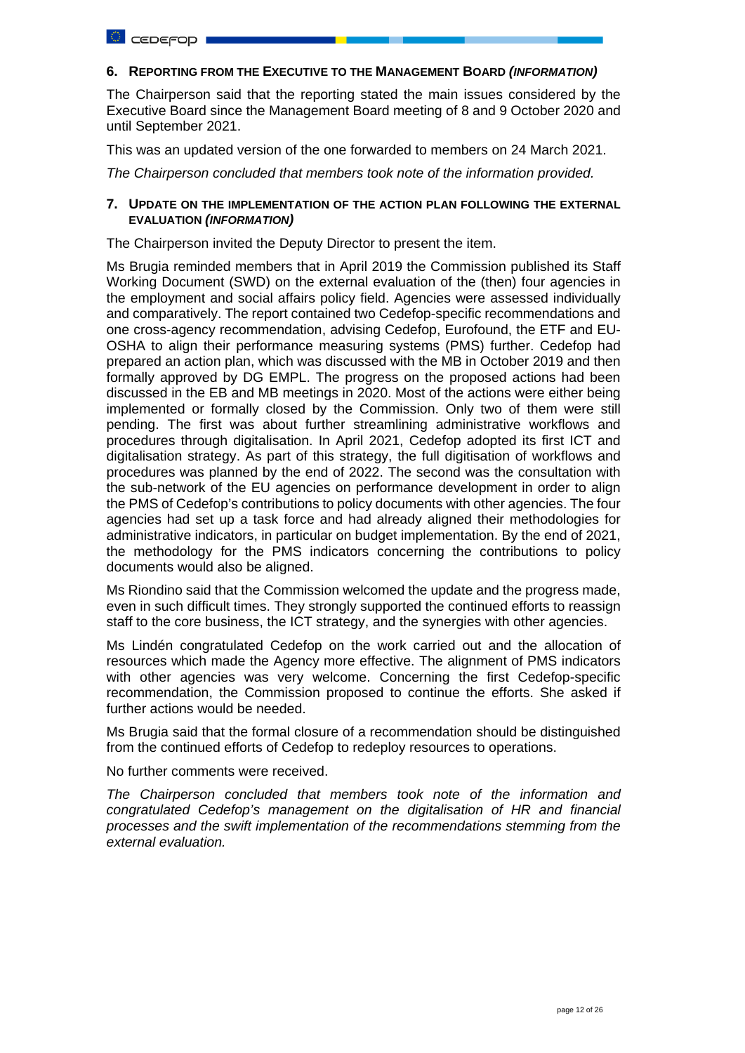## 6. Reporting from the Executive to the Management Board *(information)*

The Chairperson said that the reporting stated the main issues considered by the Executive Board since the Management Board meeting of 8 and 9 October 2020 and until September 2021.

This was an updated version of the one forwarded to members on 24 March 2021.

*The Chairperson concluded that members took note of the information provided.*

## 7. Update on the implementation of the action plan following the external evaluation *(information)*

The Chairperson invited the Deputy Director to present the item.

Ms Brugia reminded members that in April 2019 the Commission published its Staff Working Document (SWD) on the external evaluation of the (then) four agencies in the employment and social affairs policy field. Agencies were assessed individually and comparatively. The report contained two Cedefop-specific recommendations and one cross-agency recommendation, advising Cedefop, Eurofound, the ETF and EU-OSHA to align their performance measuring systems (PMS) further. Cedefop had prepared an action plan, which was discussed with the MB in October 2019 and then formally approved by DG EMPL. The progress on the proposed actions had been discussed in the EB and MB meetings in 2020. Most of the actions were either being implemented or formally closed by the Commission. Only two of them were still pending. The first was about further streamlining administrative workflows and procedures through digitalisation. In April 2021, Cedefop adopted its first ICT and digitalisation strategy. As part of this strategy, the full digitisation of workflows and procedures was planned by the end of 2022. The second was the consultation with the sub-network of the EU agencies on performance development in order to align the PMS of Cedefop's contributions to policy documents with other agencies. The four agencies had set up a task force and had already aligned their methodologies for administrative indicators, in particular on budget implementation. By the end of 2021, the methodology for the PMS indicators concerning the contributions to policy documents would also be aligned.

Ms Riondino said that the Commission welcomed the update and the progress made, even in such difficult times. They strongly supported the continued efforts to reassign staff to the core business, the ICT strategy, and the synergies with other agencies.

Ms Lindén congratulated Cedefop on the work carried out and the allocation of resources which made the Agency more effective. The alignment of PMS indicators with other agencies was very welcome. Concerning the first Cedefop-specific recommendation, the Commission proposed to continue the efforts. She asked if further actions would be needed.

Ms Brugia said that the formal closure of a recommendation should be distinguished from the continued efforts of Cedefop to redeploy resources to operations.

No further comments were received.

*The Chairperson concluded that members took note of the information and congratulated Cedefop's management on the digitalisation of HR and financial processes and the swift implementation of the recommendations stemming from the external evaluation.*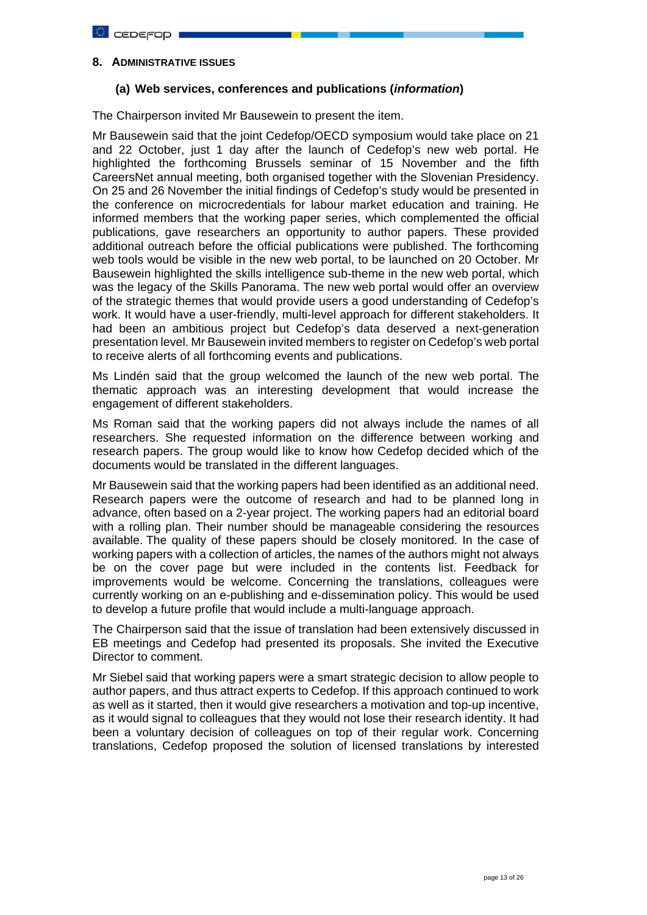## 8. ADMINISTRATIVE ISSUES

### (a) Web services, conferences and publications (*information*)

The Chairperson invited Mr Bausewein to present the item.

Mr Bausewein said that the joint Cedefop/OECD symposium would take place on 21 and 22 October, just 1 day after the launch of Cedefop's new web portal. He highlighted the forthcoming Brussels seminar of 15 November and the fifth CareersNet annual meeting, both organised together with the Slovenian Presidency. On 25 and 26 November the initial findings of Cedefop's study would be presented in the conference on microcredentials for labour market education and training. He informed members that the working paper series, which complemented the official publications, gave researchers an opportunity to author papers. These provided additional outreach before the official publications were published. The forthcoming web tools would be visible in the new web portal, to be launched on 20 October. Mr Bausewein highlighted the skills intelligence sub-theme in the new web portal, which was the legacy of the Skills Panorama. The new web portal would offer an overview of the strategic themes that would provide users a good understanding of Cedefop's work. It would have a user-friendly, multi-level approach for different stakeholders. It had been an ambitious project but Cedefop's data deserved a next-generation presentation level. Mr Bausewein invited members to register on Cedefop's web portal to receive alerts of all forthcoming events and publications.

Ms Lindén said that the group welcomed the launch of the new web portal. The thematic approach was an interesting development that would increase the engagement of different stakeholders.

Ms Roman said that the working papers did not always include the names of all researchers. She requested information on the difference between working and research papers. The group would like to know how Cedefop decided which of the documents would be translated in the different languages.

Mr Bausewein said that the working papers had been identified as an additional need. Research papers were the outcome of research and had to be planned long in advance, often based on a 2-year project. The working papers had an editorial board with a rolling plan. Their number should be manageable considering the resources available. The quality of these papers should be closely monitored. In the case of working papers with a collection of articles, the names of the authors might not always be on the cover page but were included in the contents list. Feedback for improvements would be welcome. Concerning the translations, colleagues were currently working on an e-publishing and e-dissemination policy. This would be used to develop a future profile that would include a multi-language approach.

The Chairperson said that the issue of translation had been extensively discussed in EB meetings and Cedefop had presented its proposals. She invited the Executive Director to comment.

Mr Siebel said that working papers were a smart strategic decision to allow people to author papers, and thus attract experts to Cedefop. If this approach continued to work as well as it started, then it would give researchers a motivation and top-up incentive, as it would signal to colleagues that they would not lose their research identity. It had been a voluntary decision of colleagues on top of their regular work. Concerning translations, Cedefop proposed the solution of licensed translations by interested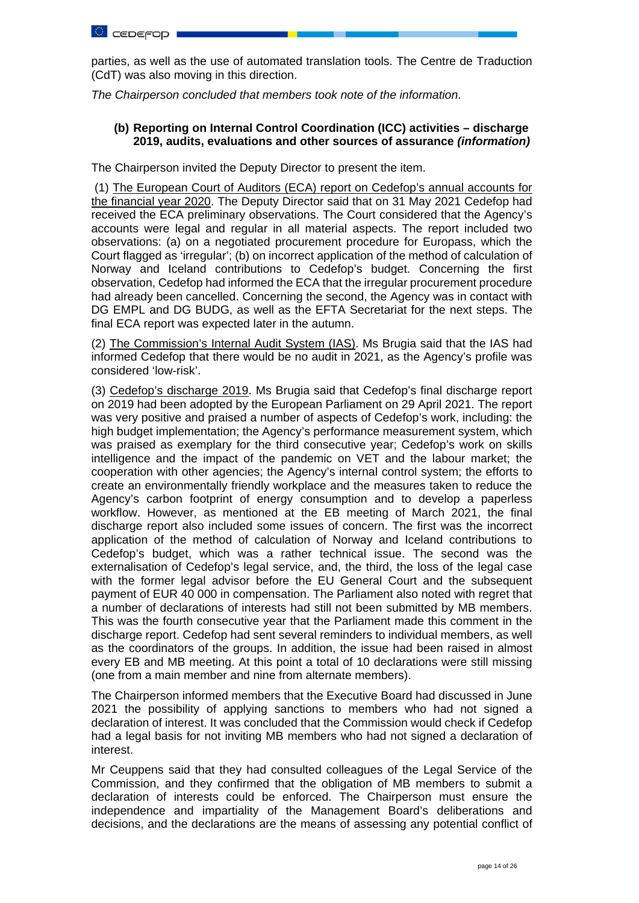parties, as well as the use of automated translation tools. The Centre de Traduction (CdT) was also moving in this direction.

*The Chairperson concluded that members took note of the information*.

### (b) Reporting on Internal Control Coordination (ICC) activities – discharge 2019, audits, evaluations and other sources of assurance *(information)*

The Chairperson invited the Deputy Director to present the item.

(1) The European Court of Auditors (ECA) report on Cedefop's annual accounts for the financial year 2020. The Deputy Director said that on 31 May 2021 Cedefop had received the ECA preliminary observations. The Court considered that the Agency's accounts were legal and regular in all material aspects. The report included two observations: (a) on a negotiated procurement procedure for Europass, which the Court flagged as 'irregular'; (b) on incorrect application of the method of calculation of Norway and Iceland contributions to Cedefop's budget. Concerning the first observation, Cedefop had informed the ECA that the irregular procurement procedure had already been cancelled. Concerning the second, the Agency was in contact with DG EMPL and DG BUDG, as well as the EFTA Secretariat for the next steps. The final ECA report was expected later in the autumn.

(2) The Commission's Internal Audit System (IAS). Ms Brugia said that the IAS had informed Cedefop that there would be no audit in 2021, as the Agency's profile was considered 'low-risk'.

(3) Cedefop's discharge 2019. Ms Brugia said that Cedefop's final discharge report on 2019 had been adopted by the European Parliament on 29 April 2021. The report was very positive and praised a number of aspects of Cedefop's work, including: the high budget implementation; the Agency's performance measurement system, which was praised as exemplary for the third consecutive year; Cedefop's work on skills intelligence and the impact of the pandemic on VET and the labour market; the cooperation with other agencies; the Agency's internal control system; the efforts to create an environmentally friendly workplace and the measures taken to reduce the Agency's carbon footprint of energy consumption and to develop a paperless workflow. However, as mentioned at the EB meeting of March 2021, the final discharge report also included some issues of concern. The first was the incorrect application of the method of calculation of Norway and Iceland contributions to Cedefop's budget, which was a rather technical issue. The second was the externalisation of Cedefop's legal service, and, the third, the loss of the legal case with the former legal advisor before the EU General Court and the subsequent payment of EUR 40 000 in compensation. The Parliament also noted with regret that a number of declarations of interests had still not been submitted by MB members. This was the fourth consecutive year that the Parliament made this comment in the discharge report. Cedefop had sent several reminders to individual members, as well as the coordinators of the groups. In addition, the issue had been raised in almost every EB and MB meeting. At this point a total of 10 declarations were still missing (one from a main member and nine from alternate members).

The Chairperson informed members that the Executive Board had discussed in June 2021 the possibility of applying sanctions to members who had not signed a declaration of interest. It was concluded that the Commission would check if Cedefop had a legal basis for not inviting MB members who had not signed a declaration of interest.

Mr Ceuppens said that they had consulted colleagues of the Legal Service of the Commission, and they confirmed that the obligation of MB members to submit a declaration of interests could be enforced. The Chairperson must ensure the independence and impartiality of the Management Board's deliberations and decisions, and the declarations are the means of assessing any potential conflict of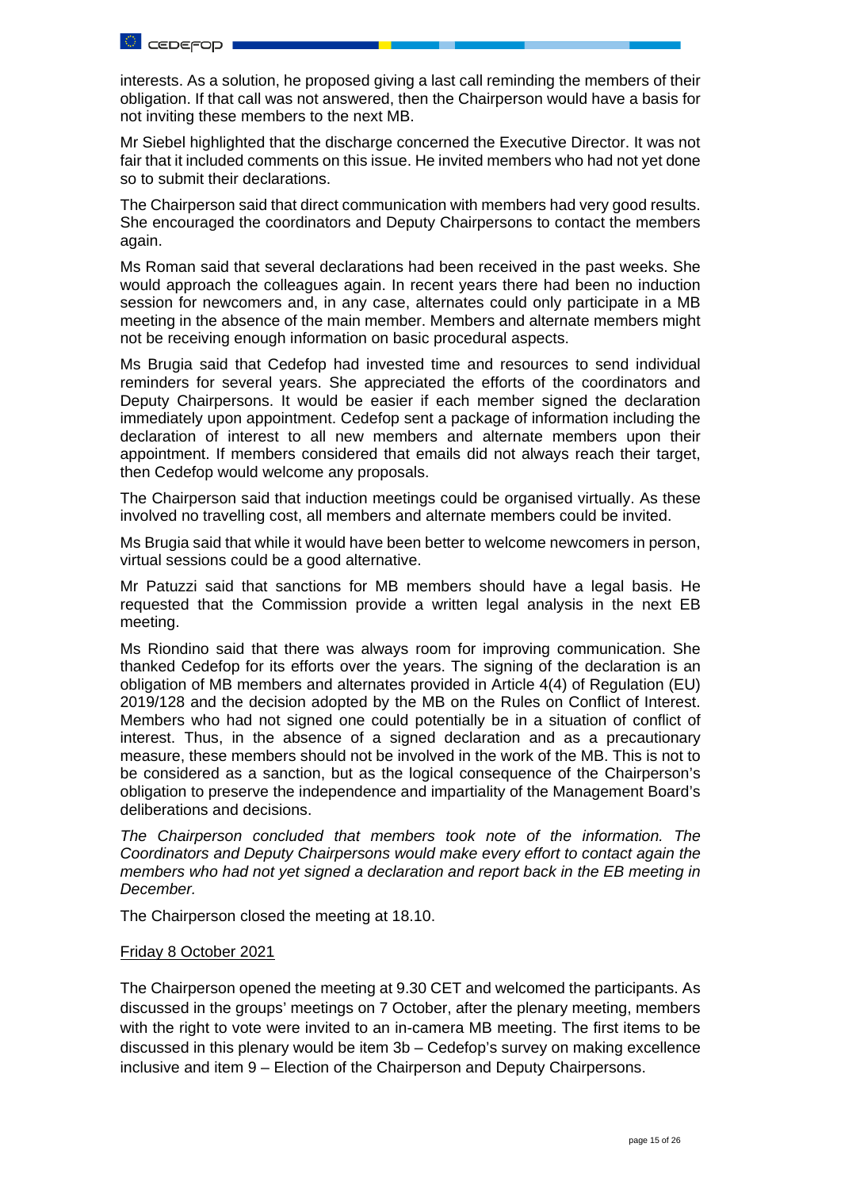interests. As a solution, he proposed giving a last call reminding the members of their obligation. If that call was not answered, then the Chairperson would have a basis for not inviting these members to the next MB.

Mr Siebel highlighted that the discharge concerned the Executive Director. It was not fair that it included comments on this issue. He invited members who had not yet done so to submit their declarations.

The Chairperson said that direct communication with members had very good results. She encouraged the coordinators and Deputy Chairpersons to contact the members again.

Ms Roman said that several declarations had been received in the past weeks. She would approach the colleagues again. In recent years there had been no induction session for newcomers and, in any case, alternates could only participate in a MB meeting in the absence of the main member. Members and alternate members might not be receiving enough information on basic procedural aspects.

Ms Brugia said that Cedefop had invested time and resources to send individual reminders for several years. She appreciated the efforts of the coordinators and Deputy Chairpersons. It would be easier if each member signed the declaration immediately upon appointment. Cedefop sent a package of information including the declaration of interest to all new members and alternate members upon their appointment. If members considered that emails did not always reach their target, then Cedefop would welcome any proposals.

The Chairperson said that induction meetings could be organised virtually. As these involved no travelling cost, all members and alternate members could be invited.

Ms Brugia said that while it would have been better to welcome newcomers in person, virtual sessions could be a good alternative.

Mr Patuzzi said that sanctions for MB members should have a legal basis. He requested that the Commission provide a written legal analysis in the next EB meeting.

Ms Riondino said that there was always room for improving communication. She thanked Cedefop for its efforts over the years. The signing of the declaration is an obligation of MB members and alternates provided in Article 4(4) of Regulation (EU) 2019/128 and the decision adopted by the MB on the Rules on Conflict of Interest. Members who had not signed one could potentially be in a situation of conflict of interest. Thus, in the absence of a signed declaration and as a precautionary measure, these members should not be involved in the work of the MB. This is not to be considered as a sanction, but as the logical consequence of the Chairperson's obligation to preserve the independence and impartiality of the Management Board's deliberations and decisions.

*The Chairperson concluded that members took note of the information. The Coordinators and Deputy Chairpersons would make every effort to contact again the members who had not yet signed a declaration and report back in the EB meeting in December.*

The Chairperson closed the meeting at 18.10.

Friday 8 October 2021

The Chairperson opened the meeting at 9.30 CET and welcomed the participants. As discussed in the groups' meetings on 7 October, after the plenary meeting, members with the right to vote were invited to an in-camera MB meeting. The first items to be discussed in this plenary would be item 3b – Cedefop's survey on making excellence inclusive and item 9 – Election of the Chairperson and Deputy Chairpersons.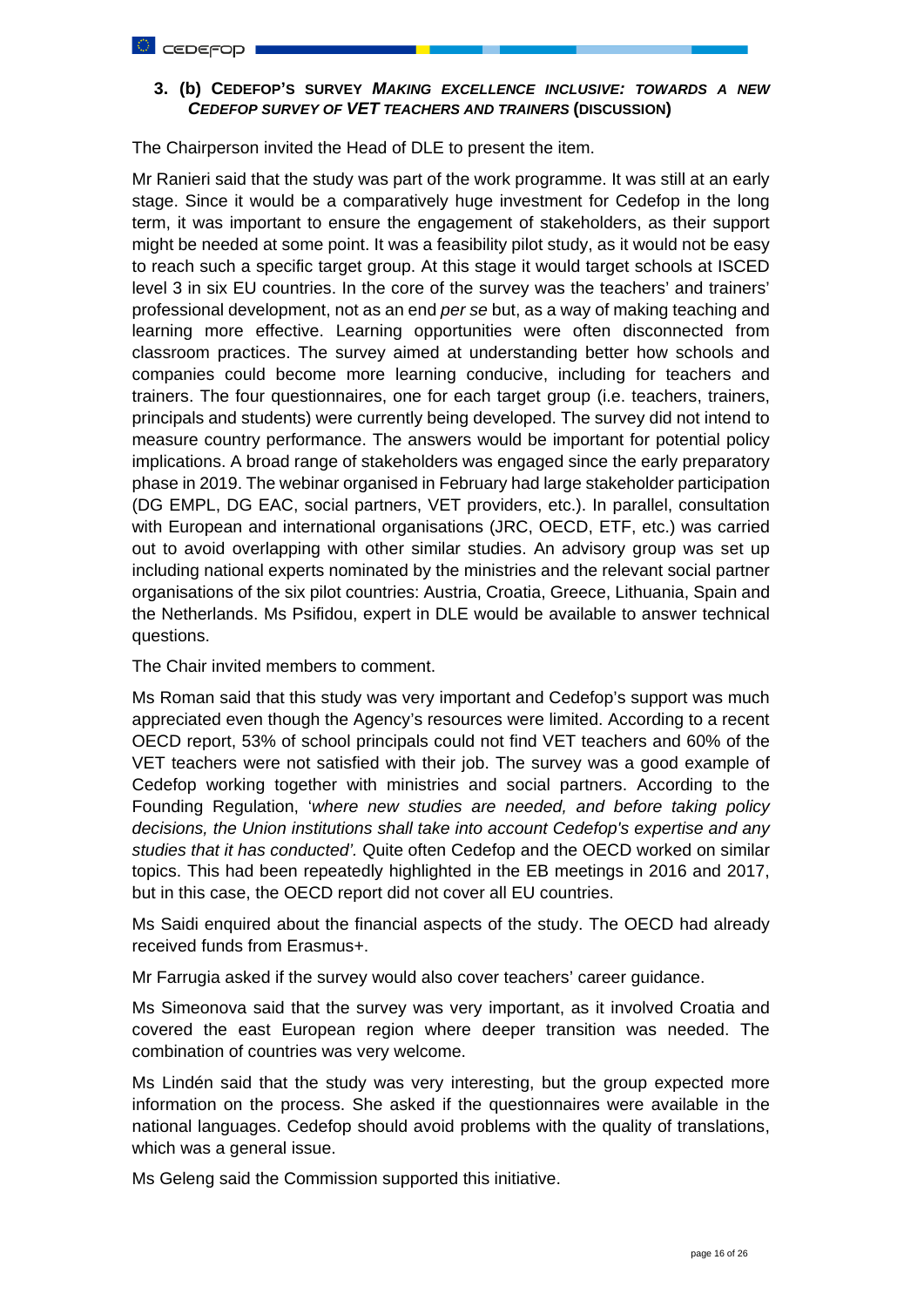### 3. (b) CEDEFOP'S SURVEY *MAKING EXCELLENCE INCLUSIVE: TOWARDS A NEW CEDEFOP SURVEY OF VET TEACHERS AND TRAINERS* (DISCUSSION)

The Chairperson invited the Head of DLE to present the item.

Mr Ranieri said that the study was part of the work programme. It was still at an early stage. Since it would be a comparatively huge investment for Cedefop in the long term, it was important to ensure the engagement of stakeholders, as their support might be needed at some point. It was a feasibility pilot study, as it would not be easy to reach such a specific target group. At this stage it would target schools at ISCED level 3 in six EU countries. In the core of the survey was the teachers' and trainers' professional development, not as an end *per se* but, as a way of making teaching and learning more effective. Learning opportunities were often disconnected from classroom practices. The survey aimed at understanding better how schools and companies could become more learning conducive, including for teachers and trainers. The four questionnaires, one for each target group (i.e. teachers, trainers, principals and students) were currently being developed. The survey did not intend to measure country performance. The answers would be important for potential policy implications. A broad range of stakeholders was engaged since the early preparatory phase in 2019. The webinar organised in February had large stakeholder participation (DG EMPL, DG EAC, social partners, VET providers, etc.). In parallel, consultation with European and international organisations (JRC, OECD, ETF, etc.) was carried out to avoid overlapping with other similar studies. An advisory group was set up including national experts nominated by the ministries and the relevant social partner organisations of the six pilot countries: Austria, Croatia, Greece, Lithuania, Spain and the Netherlands. Ms Psifidou, expert in DLE would be available to answer technical questions.

The Chair invited members to comment.

Ms Roman said that this study was very important and Cedefop's support was much appreciated even though the Agency's resources were limited. According to a recent OECD report, 53% of school principals could not find VET teachers and 60% of the VET teachers were not satisfied with their job. The survey was a good example of Cedefop working together with ministries and social partners. According to the Founding Regulation, '*where new studies are needed, and before taking policy decisions, the Union institutions shall take into account Cedefop's expertise and any studies that it has conducted'.* Quite often Cedefop and the OECD worked on similar topics. This had been repeatedly highlighted in the EB meetings in 2016 and 2017, but in this case, the OECD report did not cover all EU countries.

Ms Saidi enquired about the financial aspects of the study. The OECD had already received funds from Erasmus+.

Mr Farrugia asked if the survey would also cover teachers' career guidance.

Ms Simeonova said that the survey was very important, as it involved Croatia and covered the east European region where deeper transition was needed. The combination of countries was very welcome.

Ms Lindén said that the study was very interesting, but the group expected more information on the process. She asked if the questionnaires were available in the national languages. Cedefop should avoid problems with the quality of translations, which was a general issue.

Ms Geleng said the Commission supported this initiative.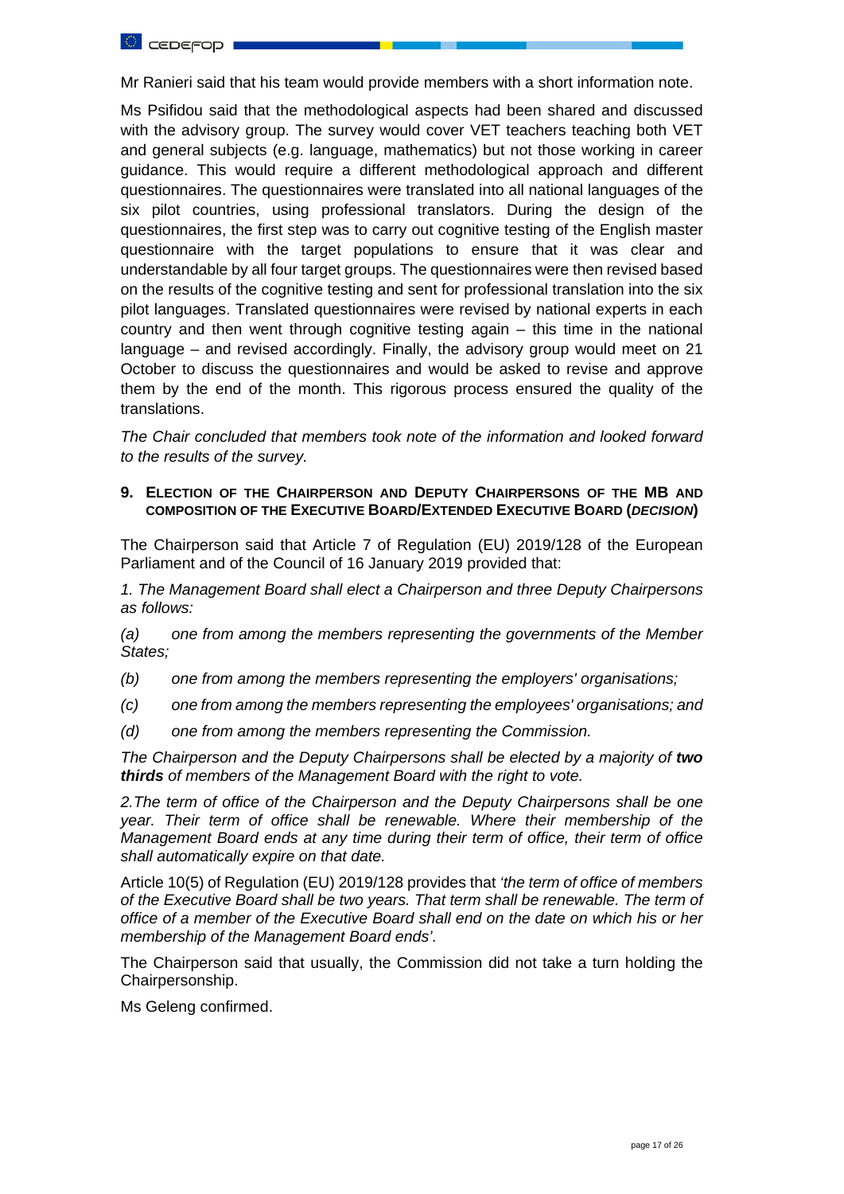Mr Ranieri said that his team would provide members with a short information note.

Ms Psifidou said that the methodological aspects had been shared and discussed with the advisory group. The survey would cover VET teachers teaching both VET and general subjects (e.g. language, mathematics) but not those working in career guidance. This would require a different methodological approach and different questionnaires. The questionnaires were translated into all national languages of the six pilot countries, using professional translators. During the design of the questionnaires, the first step was to carry out cognitive testing of the English master questionnaire with the target populations to ensure that it was clear and understandable by all four target groups. The questionnaires were then revised based on the results of the cognitive testing and sent for professional translation into the six pilot languages. Translated questionnaires were revised by national experts in each country and then went through cognitive testing again – this time in the national language – and revised accordingly. Finally, the advisory group would meet on 21 October to discuss the questionnaires and would be asked to revise and approve them by the end of the month. This rigorous process ensured the quality of the translations.

*The Chair concluded that members took note of the information and looked forward to the results of the survey.*

## 9. ELECTION OF THE CHAIRPERSON AND DEPUTY CHAIRPERSONS OF THE MB AND COMPOSITION OF THE EXECUTIVE BOARD/EXTENDED EXECUTIVE BOARD (*DECISION*)

The Chairperson said that Article 7 of Regulation (EU) 2019/128 of the European Parliament and of the Council of 16 January 2019 provided that:

*1. The Management Board shall elect a Chairperson and three Deputy Chairpersons as follows:*

*(a) one from among the members representing the governments of the Member States;*

*(b) one from among the members representing the employers' organisations;*

*(c) one from among the members representing the employees' organisations; and*

*(d) one from among the members representing the Commission.*

*The Chairperson and the Deputy Chairpersons shall be elected by a majority of* ***two thirds*** *of members of the Management Board with the right to vote.*

*2.The term of office of the Chairperson and the Deputy Chairpersons shall be one year. Their term of office shall be renewable. Where their membership of the Management Board ends at any time during their term of office, their term of office shall automatically expire on that date.*

Article 10(5) of Regulation (EU) 2019/128 provides that *'the term of office of members of the Executive Board shall be two years. That term shall be renewable. The term of office of a member of the Executive Board shall end on the date on which his or her membership of the Management Board ends'.*

The Chairperson said that usually, the Commission did not take a turn holding the Chairpersonship.

Ms Geleng confirmed.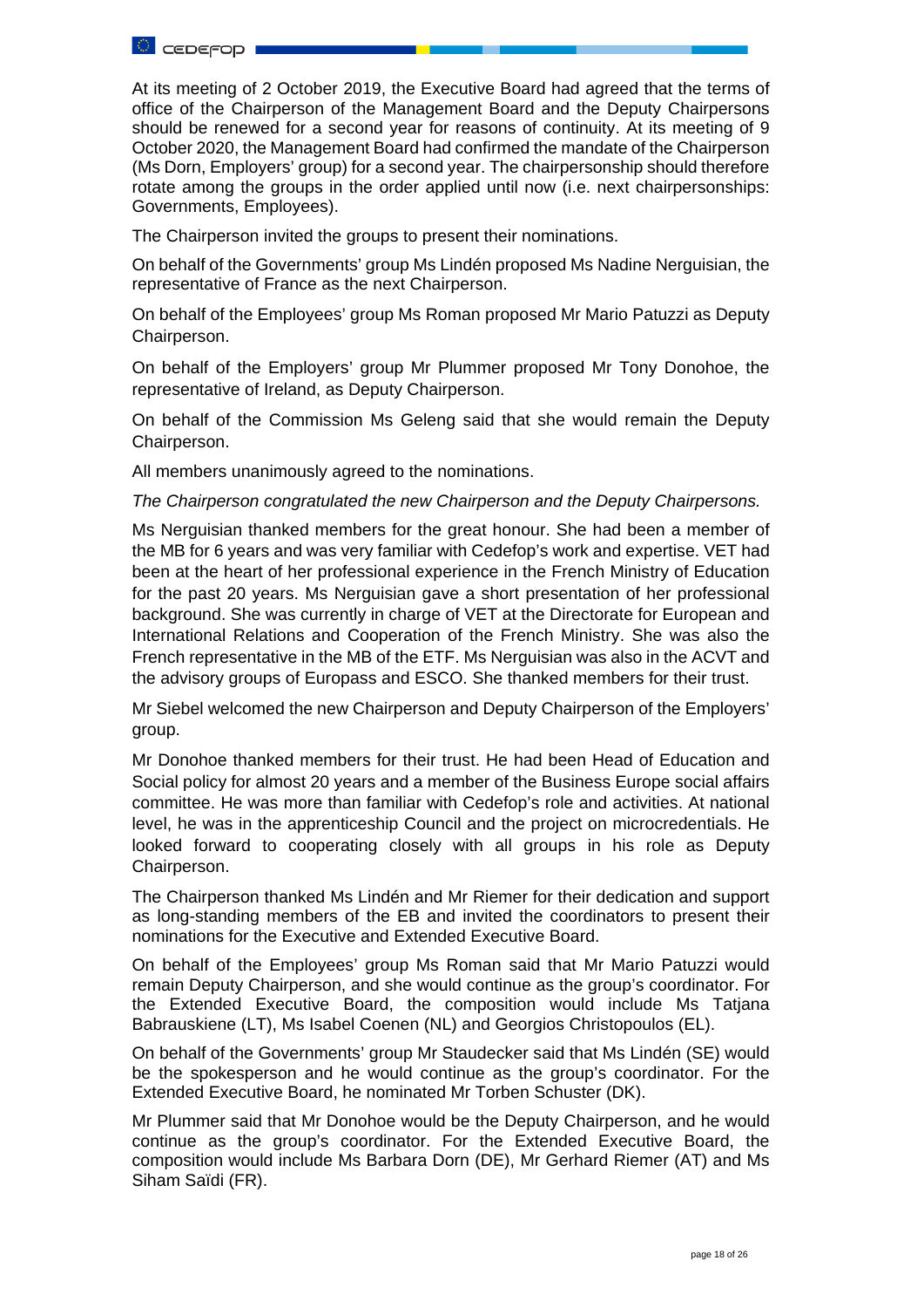At its meeting of 2 October 2019, the Executive Board had agreed that the terms of office of the Chairperson of the Management Board and the Deputy Chairpersons should be renewed for a second year for reasons of continuity. At its meeting of 9 October 2020, the Management Board had confirmed the mandate of the Chairperson (Ms Dorn, Employers' group) for a second year. The chairpersonship should therefore rotate among the groups in the order applied until now (i.e. next chairpersonships: Governments, Employees).

The Chairperson invited the groups to present their nominations.

On behalf of the Governments' group Ms Lindén proposed Ms Nadine Nerguisian, the representative of France as the next Chairperson.

On behalf of the Employees' group Ms Roman proposed Mr Mario Patuzzi as Deputy Chairperson.

On behalf of the Employers' group Mr Plummer proposed Mr Tony Donohoe, the representative of Ireland, as Deputy Chairperson.

On behalf of the Commission Ms Geleng said that she would remain the Deputy Chairperson.

All members unanimously agreed to the nominations.

*The Chairperson congratulated the new Chairperson and the Deputy Chairpersons.*

Ms Nerguisian thanked members for the great honour. She had been a member of the MB for 6 years and was very familiar with Cedefop's work and expertise. VET had been at the heart of her professional experience in the French Ministry of Education for the past 20 years. Ms Nerguisian gave a short presentation of her professional background. She was currently in charge of VET at the Directorate for European and International Relations and Cooperation of the French Ministry. She was also the French representative in the MB of the ETF. Ms Nerguisian was also in the ACVT and the advisory groups of Europass and ESCO. She thanked members for their trust.

Mr Siebel welcomed the new Chairperson and Deputy Chairperson of the Employers' group.

Mr Donohoe thanked members for their trust. He had been Head of Education and Social policy for almost 20 years and a member of the Business Europe social affairs committee. He was more than familiar with Cedefop's role and activities. At national level, he was in the apprenticeship Council and the project on microcredentials. He looked forward to cooperating closely with all groups in his role as Deputy Chairperson.

The Chairperson thanked Ms Lindén and Mr Riemer for their dedication and support as long-standing members of the EB and invited the coordinators to present their nominations for the Executive and Extended Executive Board.

On behalf of the Employees' group Ms Roman said that Mr Mario Patuzzi would remain Deputy Chairperson, and she would continue as the group's coordinator. For the Extended Executive Board, the composition would include Ms Tatjana Babrauskiene (LT), Ms Isabel Coenen (NL) and Georgios Christopoulos (EL).

On behalf of the Governments' group Mr Staudecker said that Ms Lindén (SE) would be the spokesperson and he would continue as the group's coordinator. For the Extended Executive Board, he nominated Mr Torben Schuster (DK).

Mr Plummer said that Mr Donohoe would be the Deputy Chairperson, and he would continue as the group's coordinator. For the Extended Executive Board, the composition would include Ms Barbara Dorn (DE), Mr Gerhard Riemer (AT) and Ms Siham Saïdi (FR).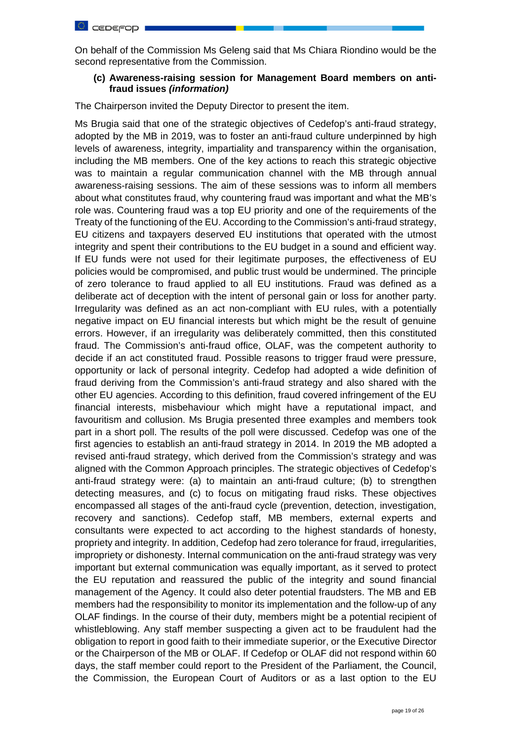On behalf of the Commission Ms Geleng said that Ms Chiara Riondino would be the second representative from the Commission.

### (c) Awareness-raising session for Management Board members on anti-fraud issues *(information)*

The Chairperson invited the Deputy Director to present the item.

Ms Brugia said that one of the strategic objectives of Cedefop's anti-fraud strategy, adopted by the MB in 2019, was to foster an anti-fraud culture underpinned by high levels of awareness, integrity, impartiality and transparency within the organisation, including the MB members. One of the key actions to reach this strategic objective was to maintain a regular communication channel with the MB through annual awareness-raising sessions. The aim of these sessions was to inform all members about what constitutes fraud, why countering fraud was important and what the MB's role was. Countering fraud was a top EU priority and one of the requirements of the Treaty of the functioning of the EU. According to the Commission's anti-fraud strategy, EU citizens and taxpayers deserved EU institutions that operated with the utmost integrity and spent their contributions to the EU budget in a sound and efficient way. If EU funds were not used for their legitimate purposes, the effectiveness of EU policies would be compromised, and public trust would be undermined. The principle of zero tolerance to fraud applied to all EU institutions. Fraud was defined as a deliberate act of deception with the intent of personal gain or loss for another party. Irregularity was defined as an act non-compliant with EU rules, with a potentially negative impact on EU financial interests but which might be the result of genuine errors. However, if an irregularity was deliberately committed, then this constituted fraud. The Commission's anti-fraud office, OLAF, was the competent authority to decide if an act constituted fraud. Possible reasons to trigger fraud were pressure, opportunity or lack of personal integrity. Cedefop had adopted a wide definition of fraud deriving from the Commission's anti-fraud strategy and also shared with the other EU agencies. According to this definition, fraud covered infringement of the EU financial interests, misbehaviour which might have a reputational impact, and favouritism and collusion. Ms Brugia presented three examples and members took part in a short poll. The results of the poll were discussed. Cedefop was one of the first agencies to establish an anti-fraud strategy in 2014. In 2019 the MB adopted a revised anti-fraud strategy, which derived from the Commission's strategy and was aligned with the Common Approach principles. The strategic objectives of Cedefop's anti-fraud strategy were: (a) to maintain an anti-fraud culture; (b) to strengthen detecting measures, and (c) to focus on mitigating fraud risks. These objectives encompassed all stages of the anti-fraud cycle (prevention, detection, investigation, recovery and sanctions). Cedefop staff, MB members, external experts and consultants were expected to act according to the highest standards of honesty, propriety and integrity. In addition, Cedefop had zero tolerance for fraud, irregularities, impropriety or dishonesty. Internal communication on the anti-fraud strategy was very important but external communication was equally important, as it served to protect the EU reputation and reassured the public of the integrity and sound financial management of the Agency. It could also deter potential fraudsters. The MB and EB members had the responsibility to monitor its implementation and the follow-up of any OLAF findings. In the course of their duty, members might be a potential recipient of whistleblowing. Any staff member suspecting a given act to be fraudulent had the obligation to report in good faith to their immediate superior, or the Executive Director or the Chairperson of the MB or OLAF. If Cedefop or OLAF did not respond within 60 days, the staff member could report to the President of the Parliament, the Council, the Commission, the European Court of Auditors or as a last option to the EU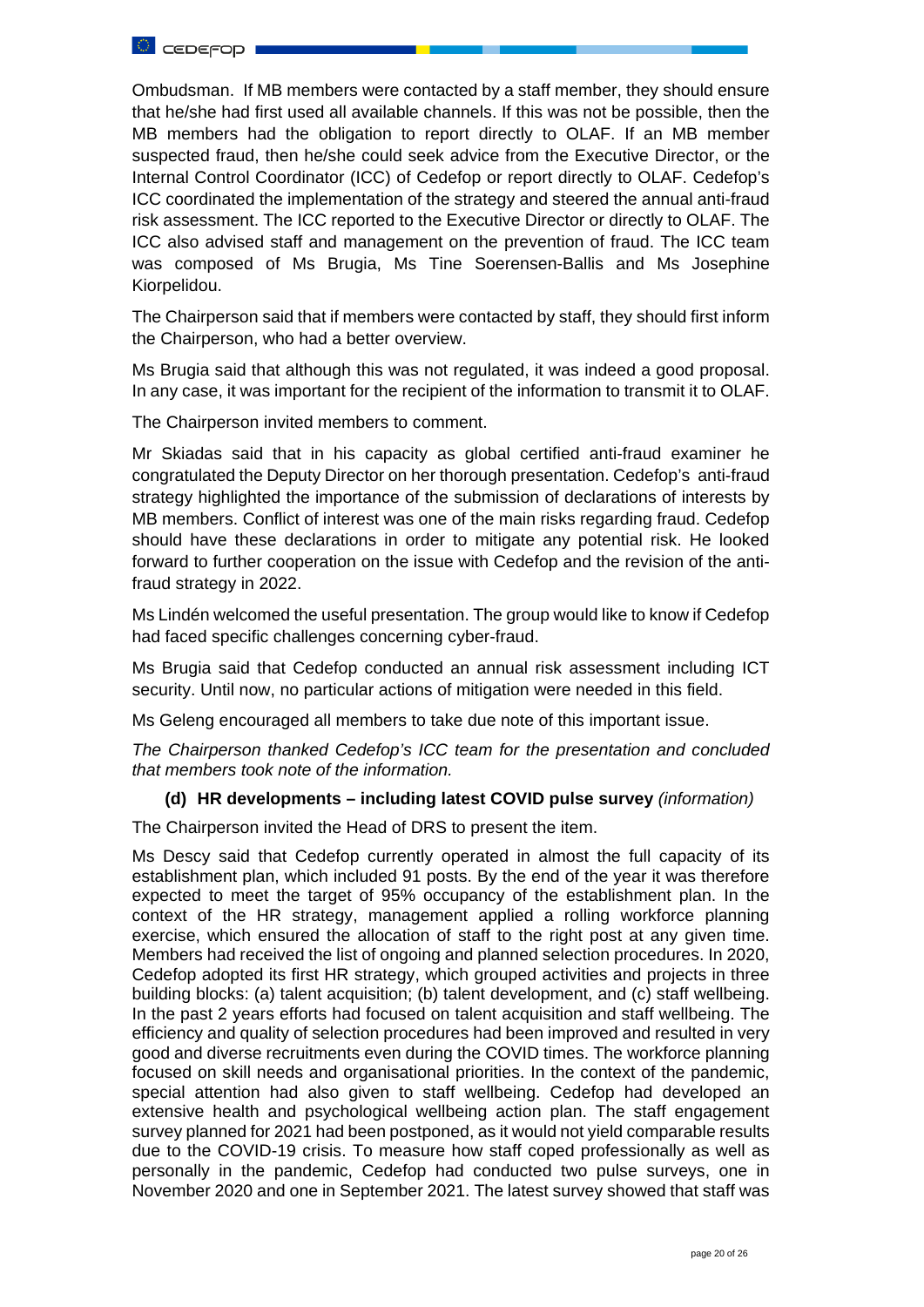Ombudsman. If MB members were contacted by a staff member, they should ensure that he/she had first used all available channels. If this was not be possible, then the MB members had the obligation to report directly to OLAF. If an MB member suspected fraud, then he/she could seek advice from the Executive Director, or the Internal Control Coordinator (ICC) of Cedefop or report directly to OLAF. Cedefop's ICC coordinated the implementation of the strategy and steered the annual anti-fraud risk assessment. The ICC reported to the Executive Director or directly to OLAF. The ICC also advised staff and management on the prevention of fraud. The ICC team was composed of Ms Brugia, Ms Tine Soerensen-Ballis and Ms Josephine Kiorpelidou.

The Chairperson said that if members were contacted by staff, they should first inform the Chairperson, who had a better overview.

Ms Brugia said that although this was not regulated, it was indeed a good proposal. In any case, it was important for the recipient of the information to transmit it to OLAF.

The Chairperson invited members to comment.

Mr Skiadas said that in his capacity as global certified anti-fraud examiner he congratulated the Deputy Director on her thorough presentation. Cedefop's anti-fraud strategy highlighted the importance of the submission of declarations of interests by MB members. Conflict of interest was one of the main risks regarding fraud. Cedefop should have these declarations in order to mitigate any potential risk. He looked forward to further cooperation on the issue with Cedefop and the revision of the anti-fraud strategy in 2022.

Ms Lindén welcomed the useful presentation. The group would like to know if Cedefop had faced specific challenges concerning cyber-fraud.

Ms Brugia said that Cedefop conducted an annual risk assessment including ICT security. Until now, no particular actions of mitigation were needed in this field.

Ms Geleng encouraged all members to take due note of this important issue.

*The Chairperson thanked Cedefop's ICC team for the presentation and concluded that members took note of the information.*

**(d) HR developments – including latest COVID pulse survey** *(information)*

The Chairperson invited the Head of DRS to present the item.

Ms Descy said that Cedefop currently operated in almost the full capacity of its establishment plan, which included 91 posts. By the end of the year it was therefore expected to meet the target of 95% occupancy of the establishment plan. In the context of the HR strategy, management applied a rolling workforce planning exercise, which ensured the allocation of staff to the right post at any given time. Members had received the list of ongoing and planned selection procedures. In 2020, Cedefop adopted its first HR strategy, which grouped activities and projects in three building blocks: (a) talent acquisition; (b) talent development, and (c) staff wellbeing. In the past 2 years efforts had focused on talent acquisition and staff wellbeing. The efficiency and quality of selection procedures had been improved and resulted in very good and diverse recruitments even during the COVID times. The workforce planning focused on skill needs and organisational priorities. In the context of the pandemic, special attention had also given to staff wellbeing. Cedefop had developed an extensive health and psychological wellbeing action plan. The staff engagement survey planned for 2021 had been postponed, as it would not yield comparable results due to the COVID-19 crisis. To measure how staff coped professionally as well as personally in the pandemic, Cedefop had conducted two pulse surveys, one in November 2020 and one in September 2021. The latest survey showed that staff was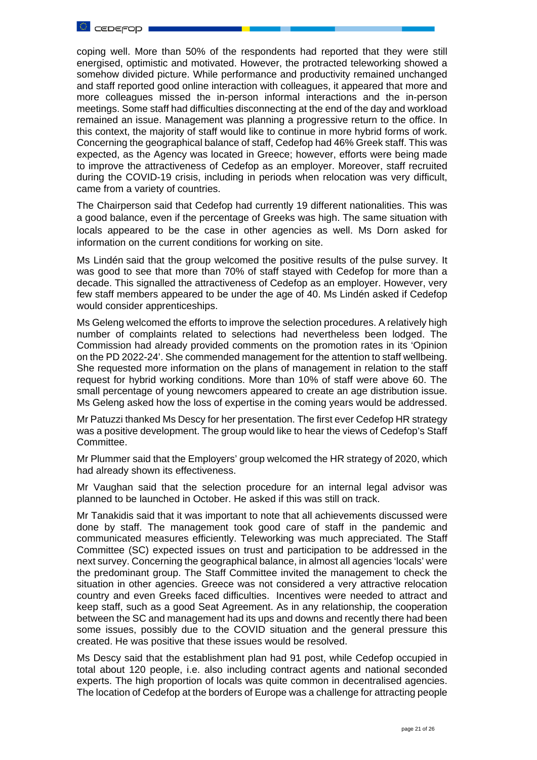coping well. More than 50% of the respondents had reported that they were still energised, optimistic and motivated. However, the protracted teleworking showed a somehow divided picture. While performance and productivity remained unchanged and staff reported good online interaction with colleagues, it appeared that more and more colleagues missed the in-person informal interactions and the in-person meetings. Some staff had difficulties disconnecting at the end of the day and workload remained an issue. Management was planning a progressive return to the office. In this context, the majority of staff would like to continue in more hybrid forms of work. Concerning the geographical balance of staff, Cedefop had 46% Greek staff. This was expected, as the Agency was located in Greece; however, efforts were being made to improve the attractiveness of Cedefop as an employer. Moreover, staff recruited during the COVID-19 crisis, including in periods when relocation was very difficult, came from a variety of countries.

The Chairperson said that Cedefop had currently 19 different nationalities. This was a good balance, even if the percentage of Greeks was high. The same situation with locals appeared to be the case in other agencies as well. Ms Dorn asked for information on the current conditions for working on site.

Ms Lindén said that the group welcomed the positive results of the pulse survey. It was good to see that more than 70% of staff stayed with Cedefop for more than a decade. This signalled the attractiveness of Cedefop as an employer. However, very few staff members appeared to be under the age of 40. Ms Lindén asked if Cedefop would consider apprenticeships.

Ms Geleng welcomed the efforts to improve the selection procedures. A relatively high number of complaints related to selections had nevertheless been lodged. The Commission had already provided comments on the promotion rates in its 'Opinion on the PD 2022-24'. She commended management for the attention to staff wellbeing. She requested more information on the plans of management in relation to the staff request for hybrid working conditions. More than 10% of staff were above 60. The small percentage of young newcomers appeared to create an age distribution issue. Ms Geleng asked how the loss of expertise in the coming years would be addressed.

Mr Patuzzi thanked Ms Descy for her presentation. The first ever Cedefop HR strategy was a positive development. The group would like to hear the views of Cedefop's Staff Committee.

Mr Plummer said that the Employers' group welcomed the HR strategy of 2020, which had already shown its effectiveness.

Mr Vaughan said that the selection procedure for an internal legal advisor was planned to be launched in October. He asked if this was still on track.

Mr Tanakidis said that it was important to note that all achievements discussed were done by staff. The management took good care of staff in the pandemic and communicated measures efficiently. Teleworking was much appreciated. The Staff Committee (SC) expected issues on trust and participation to be addressed in the next survey. Concerning the geographical balance, in almost all agencies 'locals' were the predominant group. The Staff Committee invited the management to check the situation in other agencies. Greece was not considered a very attractive relocation country and even Greeks faced difficulties. Incentives were needed to attract and keep staff, such as a good Seat Agreement. As in any relationship, the cooperation between the SC and management had its ups and downs and recently there had been some issues, possibly due to the COVID situation and the general pressure this created. He was positive that these issues would be resolved.

Ms Descy said that the establishment plan had 91 post, while Cedefop occupied in total about 120 people, i.e. also including contract agents and national seconded experts. The high proportion of locals was quite common in decentralised agencies. The location of Cedefop at the borders of Europe was a challenge for attracting people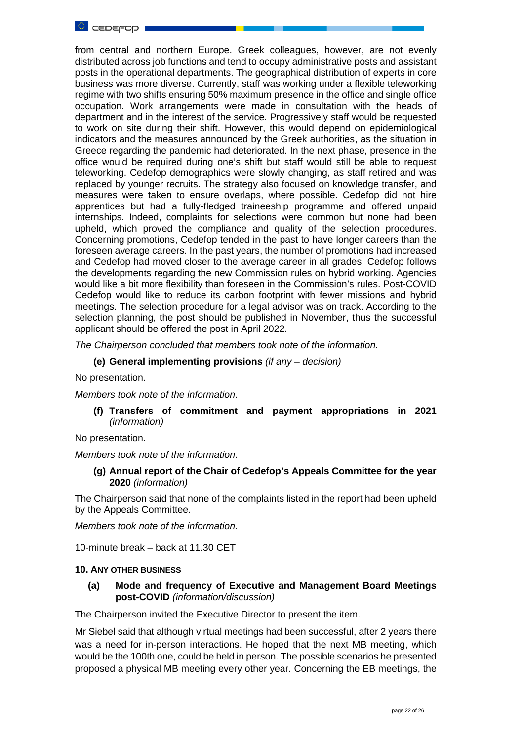from central and northern Europe. Greek colleagues, however, are not evenly distributed across job functions and tend to occupy administrative posts and assistant posts in the operational departments. The geographical distribution of experts in core business was more diverse. Currently, staff was working under a flexible teleworking regime with two shifts ensuring 50% maximum presence in the office and single office occupation. Work arrangements were made in consultation with the heads of department and in the interest of the service. Progressively staff would be requested to work on site during their shift. However, this would depend on epidemiological indicators and the measures announced by the Greek authorities, as the situation in Greece regarding the pandemic had deteriorated. In the next phase, presence in the office would be required during one's shift but staff would still be able to request teleworking. Cedefop demographics were slowly changing, as staff retired and was replaced by younger recruits. The strategy also focused on knowledge transfer, and measures were taken to ensure overlaps, where possible. Cedefop did not hire apprentices but had a fully-fledged traineeship programme and offered unpaid internships. Indeed, complaints for selections were common but none had been upheld, which proved the compliance and quality of the selection procedures. Concerning promotions, Cedefop tended in the past to have longer careers than the foreseen average careers. In the past years, the number of promotions had increased and Cedefop had moved closer to the average career in all grades. Cedefop follows the developments regarding the new Commission rules on hybrid working. Agencies would like a bit more flexibility than foreseen in the Commission's rules. Post-COVID Cedefop would like to reduce its carbon footprint with fewer missions and hybrid meetings. The selection procedure for a legal advisor was on track. According to the selection planning, the post should be published in November, thus the successful applicant should be offered the post in April 2022.

*The Chairperson concluded that members took note of the information.*

**(e) General implementing provisions** *(if any – decision)*

No presentation.

*Members took note of the information.*

**(f) Transfers of commitment and payment appropriations in 2021** *(information)*

No presentation.

*Members took note of the information.*

**(g) Annual report of the Chair of Cedefop's Appeals Committee for the year 2020** *(information)*

The Chairperson said that none of the complaints listed in the report had been upheld by the Appeals Committee.

*Members took note of the information.*

10-minute break – back at 11.30 CET

#### 10. ANY OTHER BUSINESS

**(a) Mode and frequency of Executive and Management Board Meetings post-COVID** *(information/discussion)*

The Chairperson invited the Executive Director to present the item.

Mr Siebel said that although virtual meetings had been successful, after 2 years there was a need for in-person interactions. He hoped that the next MB meeting, which would be the 100th one, could be held in person. The possible scenarios he presented proposed a physical MB meeting every other year. Concerning the EB meetings, the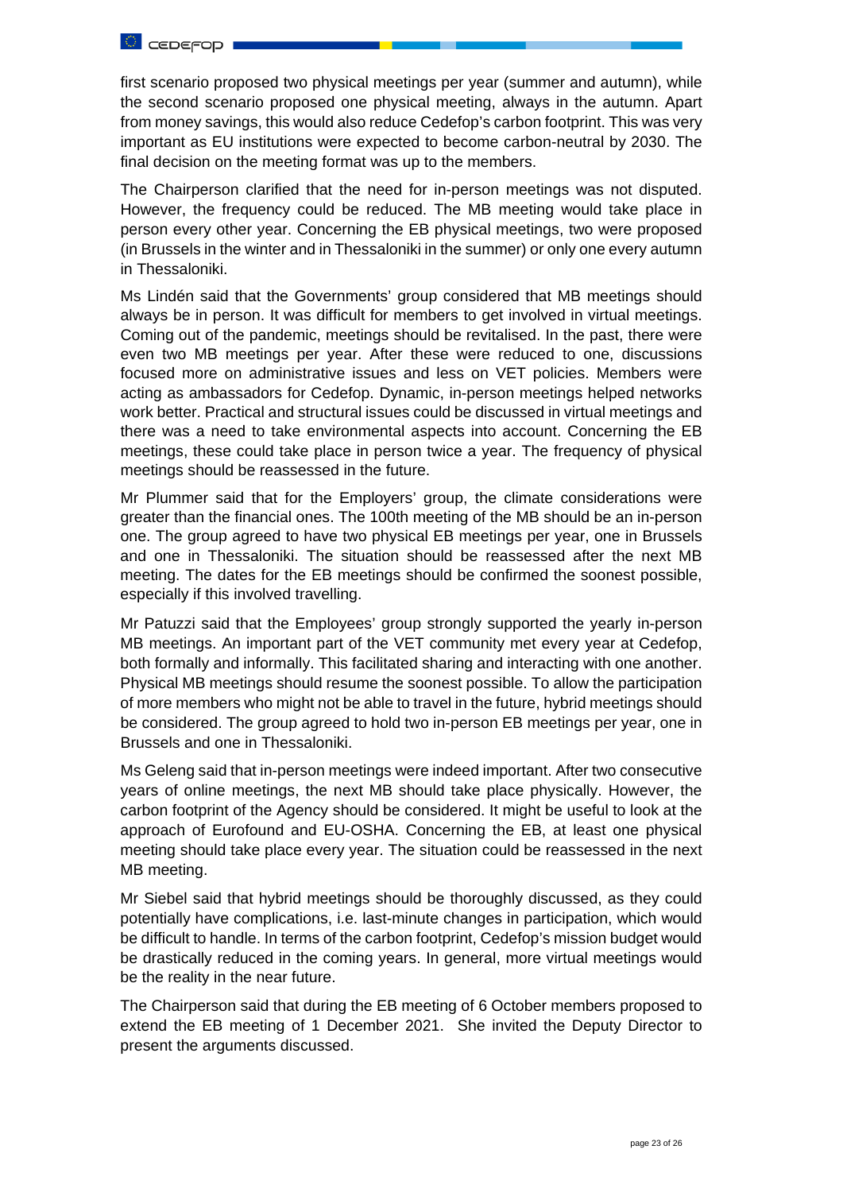first scenario proposed two physical meetings per year (summer and autumn), while the second scenario proposed one physical meeting, always in the autumn. Apart from money savings, this would also reduce Cedefop's carbon footprint. This was very important as EU institutions were expected to become carbon-neutral by 2030. The final decision on the meeting format was up to the members.

The Chairperson clarified that the need for in-person meetings was not disputed. However, the frequency could be reduced. The MB meeting would take place in person every other year. Concerning the EB physical meetings, two were proposed (in Brussels in the winter and in Thessaloniki in the summer) or only one every autumn in Thessaloniki.

Ms Lindén said that the Governments' group considered that MB meetings should always be in person. It was difficult for members to get involved in virtual meetings. Coming out of the pandemic, meetings should be revitalised. In the past, there were even two MB meetings per year. After these were reduced to one, discussions focused more on administrative issues and less on VET policies. Members were acting as ambassadors for Cedefop. Dynamic, in-person meetings helped networks work better. Practical and structural issues could be discussed in virtual meetings and there was a need to take environmental aspects into account. Concerning the EB meetings, these could take place in person twice a year. The frequency of physical meetings should be reassessed in the future.

Mr Plummer said that for the Employers' group, the climate considerations were greater than the financial ones. The 100th meeting of the MB should be an in-person one. The group agreed to have two physical EB meetings per year, one in Brussels and one in Thessaloniki. The situation should be reassessed after the next MB meeting. The dates for the EB meetings should be confirmed the soonest possible, especially if this involved travelling.

Mr Patuzzi said that the Employees' group strongly supported the yearly in-person MB meetings. An important part of the VET community met every year at Cedefop, both formally and informally. This facilitated sharing and interacting with one another. Physical MB meetings should resume the soonest possible. To allow the participation of more members who might not be able to travel in the future, hybrid meetings should be considered. The group agreed to hold two in-person EB meetings per year, one in Brussels and one in Thessaloniki.

Ms Geleng said that in-person meetings were indeed important. After two consecutive years of online meetings, the next MB should take place physically. However, the carbon footprint of the Agency should be considered. It might be useful to look at the approach of Eurofound and EU-OSHA. Concerning the EB, at least one physical meeting should take place every year. The situation could be reassessed in the next MB meeting.

Mr Siebel said that hybrid meetings should be thoroughly discussed, as they could potentially have complications, i.e. last-minute changes in participation, which would be difficult to handle. In terms of the carbon footprint, Cedefop's mission budget would be drastically reduced in the coming years. In general, more virtual meetings would be the reality in the near future.

The Chairperson said that during the EB meeting of 6 October members proposed to extend the EB meeting of 1 December 2021. She invited the Deputy Director to present the arguments discussed.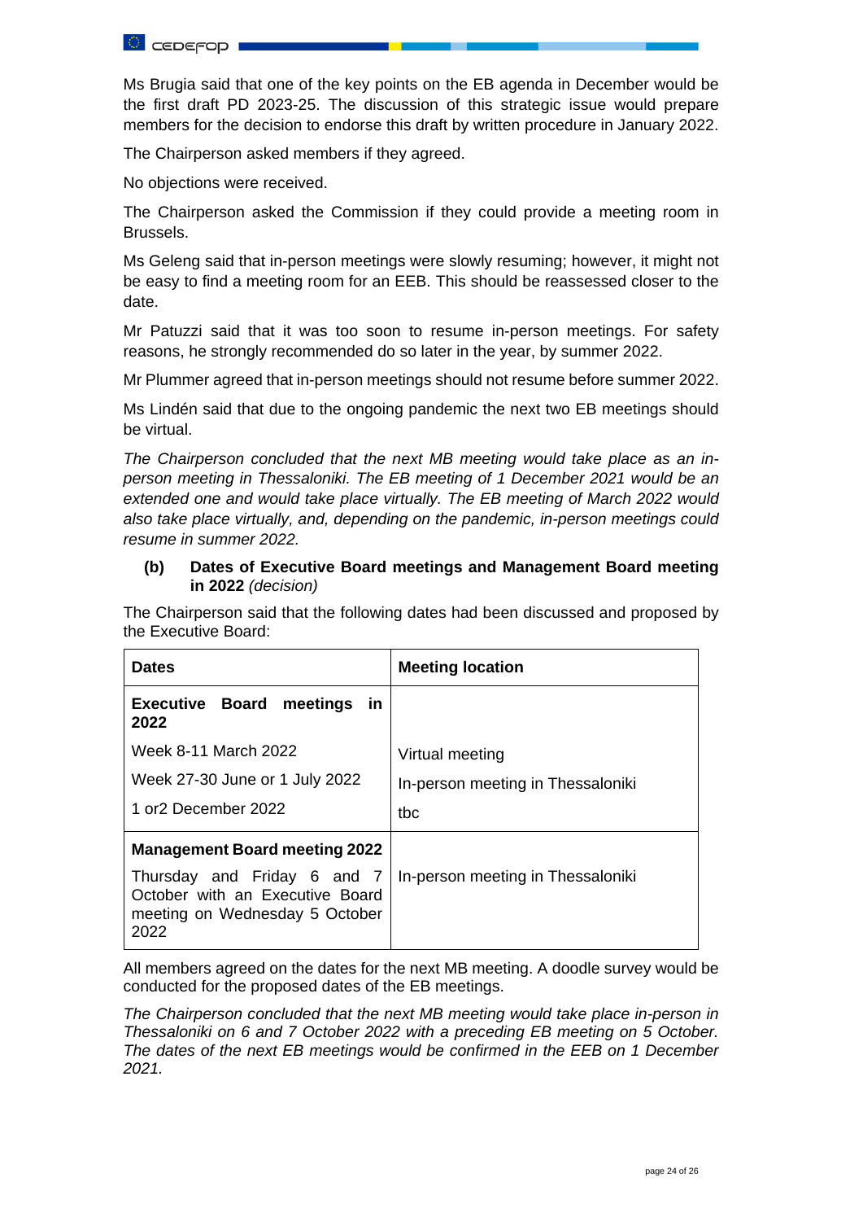Ms Brugia said that one of the key points on the EB agenda in December would be the first draft PD 2023-25. The discussion of this strategic issue would prepare members for the decision to endorse this draft by written procedure in January 2022.

The Chairperson asked members if they agreed.

No objections were received.

The Chairperson asked the Commission if they could provide a meeting room in Brussels.

Ms Geleng said that in-person meetings were slowly resuming; however, it might not be easy to find a meeting room for an EEB. This should be reassessed closer to the date.

Mr Patuzzi said that it was too soon to resume in-person meetings. For safety reasons, he strongly recommended do so later in the year, by summer 2022.

Mr Plummer agreed that in-person meetings should not resume before summer 2022.

Ms Lindén said that due to the ongoing pandemic the next two EB meetings should be virtual.

*The Chairperson concluded that the next MB meeting would take place as an in-person meeting in Thessaloniki. The EB meeting of 1 December 2021 would be an extended one and would take place virtually. The EB meeting of March 2022 would also take place virtually, and, depending on the pandemic, in-person meetings could resume in summer 2022.*

**(b) Dates of Executive Board meetings and Management Board meeting in 2022** *(decision)*

The Chairperson said that the following dates had been discussed and proposed by the Executive Board:

| Dates | Meeting location |
|---|---|
| **Executive Board meetings in 2022** | |
| Week 8-11 March 2022 | Virtual meeting |
| Week 27-30 June or 1 July 2022 | In-person meeting in Thessaloniki |
| 1 or2 December 2022 | tbc |
| **Management Board meeting 2022** | |
| Thursday and Friday 6 and 7 October with an Executive Board meeting on Wednesday 5 October 2022 | In-person meeting in Thessaloniki |

All members agreed on the dates for the next MB meeting. A doodle survey would be conducted for the proposed dates of the EB meetings.

*The Chairperson concluded that the next MB meeting would take place in-person in Thessaloniki on 6 and 7 October 2022 with a preceding EB meeting on 5 October. The dates of the next EB meetings would be confirmed in the EEB on 1 December 2021.*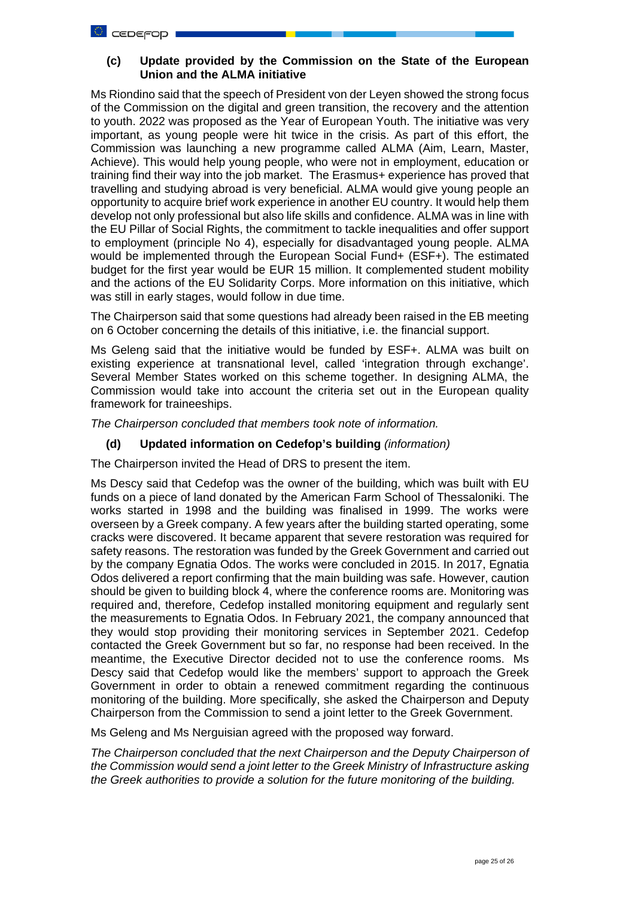### (c) Update provided by the Commission on the State of the European Union and the ALMA initiative

Ms Riondino said that the speech of President von der Leyen showed the strong focus of the Commission on the digital and green transition, the recovery and the attention to youth. 2022 was proposed as the Year of European Youth. The initiative was very important, as young people were hit twice in the crisis. As part of this effort, the Commission was launching a new programme called ALMA (Aim, Learn, Master, Achieve). This would help young people, who were not in employment, education or training find their way into the job market. The Erasmus+ experience has proved that travelling and studying abroad is very beneficial. ALMA would give young people an opportunity to acquire brief work experience in another EU country. It would help them develop not only professional but also life skills and confidence. ALMA was in line with the EU Pillar of Social Rights, the commitment to tackle inequalities and offer support to employment (principle No 4), especially for disadvantaged young people. ALMA would be implemented through the European Social Fund+ (ESF+). The estimated budget for the first year would be EUR 15 million. It complemented student mobility and the actions of the EU Solidarity Corps. More information on this initiative, which was still in early stages, would follow in due time.

The Chairperson said that some questions had already been raised in the EB meeting on 6 October concerning the details of this initiative, i.e. the financial support.

Ms Geleng said that the initiative would be funded by ESF+. ALMA was built on existing experience at transnational level, called 'integration through exchange'. Several Member States worked on this scheme together. In designing ALMA, the Commission would take into account the criteria set out in the European quality framework for traineeships.

*The Chairperson concluded that members took note of information.*

### (d) Updated information on Cedefop's building *(information)*

The Chairperson invited the Head of DRS to present the item.

Ms Descy said that Cedefop was the owner of the building, which was built with EU funds on a piece of land donated by the American Farm School of Thessaloniki. The works started in 1998 and the building was finalised in 1999. The works were overseen by a Greek company. A few years after the building started operating, some cracks were discovered. It became apparent that severe restoration was required for safety reasons. The restoration was funded by the Greek Government and carried out by the company Egnatia Odos. The works were concluded in 2015. In 2017, Egnatia Odos delivered a report confirming that the main building was safe. However, caution should be given to building block 4, where the conference rooms are. Monitoring was required and, therefore, Cedefop installed monitoring equipment and regularly sent the measurements to Egnatia Odos. In February 2021, the company announced that they would stop providing their monitoring services in September 2021. Cedefop contacted the Greek Government but so far, no response had been received. In the meantime, the Executive Director decided not to use the conference rooms. Ms Descy said that Cedefop would like the members' support to approach the Greek Government in order to obtain a renewed commitment regarding the continuous monitoring of the building. More specifically, she asked the Chairperson and Deputy Chairperson from the Commission to send a joint letter to the Greek Government.

Ms Geleng and Ms Nerguisian agreed with the proposed way forward.

*The Chairperson concluded that the next Chairperson and the Deputy Chairperson of the Commission would send a joint letter to the Greek Ministry of Infrastructure asking the Greek authorities to provide a solution for the future monitoring of the building.*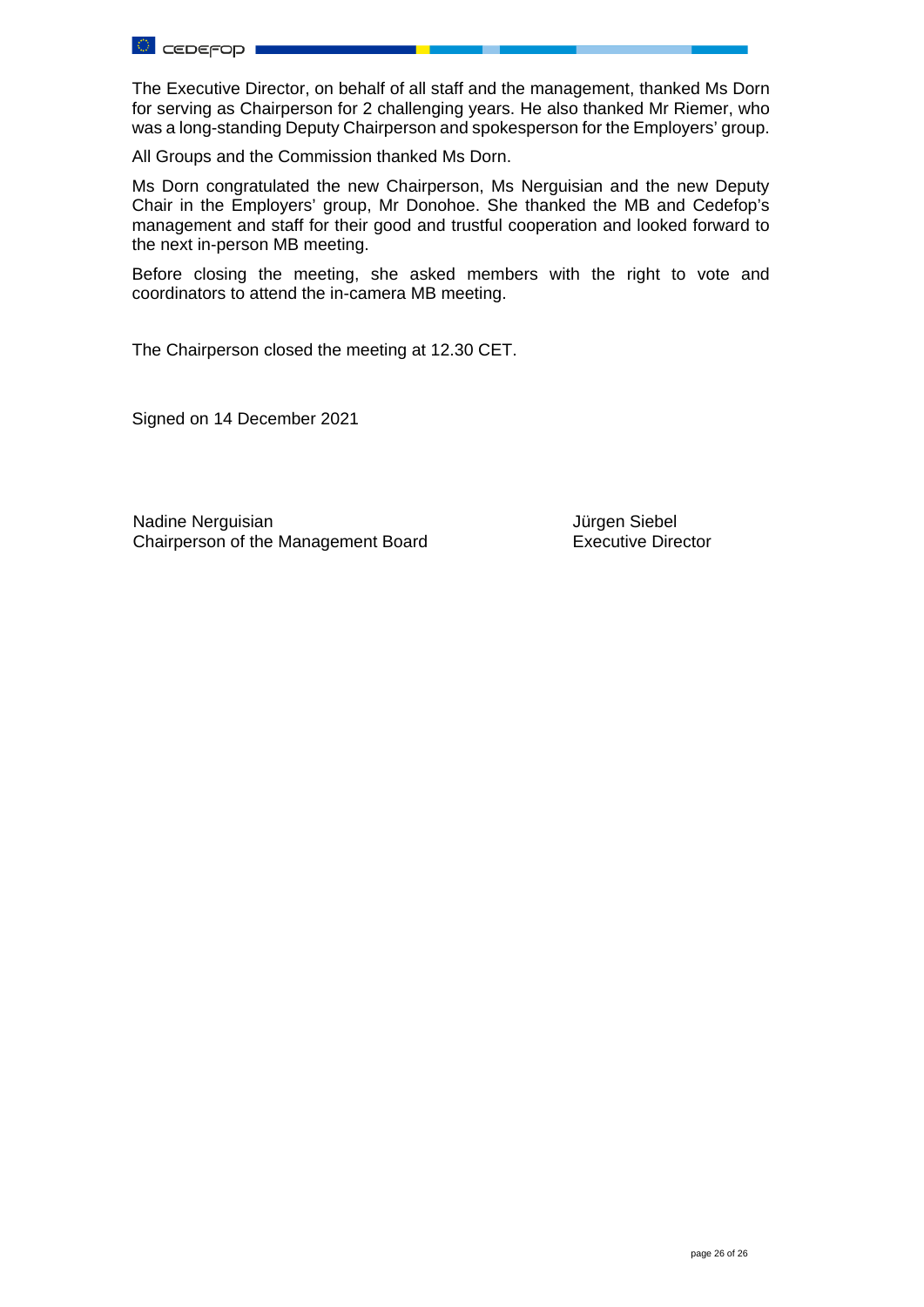The Executive Director, on behalf of all staff and the management, thanked Ms Dorn for serving as Chairperson for 2 challenging years. He also thanked Mr Riemer, who was a long-standing Deputy Chairperson and spokesperson for the Employers' group.

All Groups and the Commission thanked Ms Dorn.

Ms Dorn congratulated the new Chairperson, Ms Nerguisian and the new Deputy Chair in the Employers' group, Mr Donohoe. She thanked the MB and Cedefop's management and staff for their good and trustful cooperation and looked forward to the next in-person MB meeting.

Before closing the meeting, she asked members with the right to vote and coordinators to attend the in-camera MB meeting.

The Chairperson closed the meeting at 12.30 CET.

Signed on 14 December 2021

| | |
|---|---|
| Nadine Nerguisian<br>Chairperson of the Management Board | Jürgen Siebel<br>Executive Director |